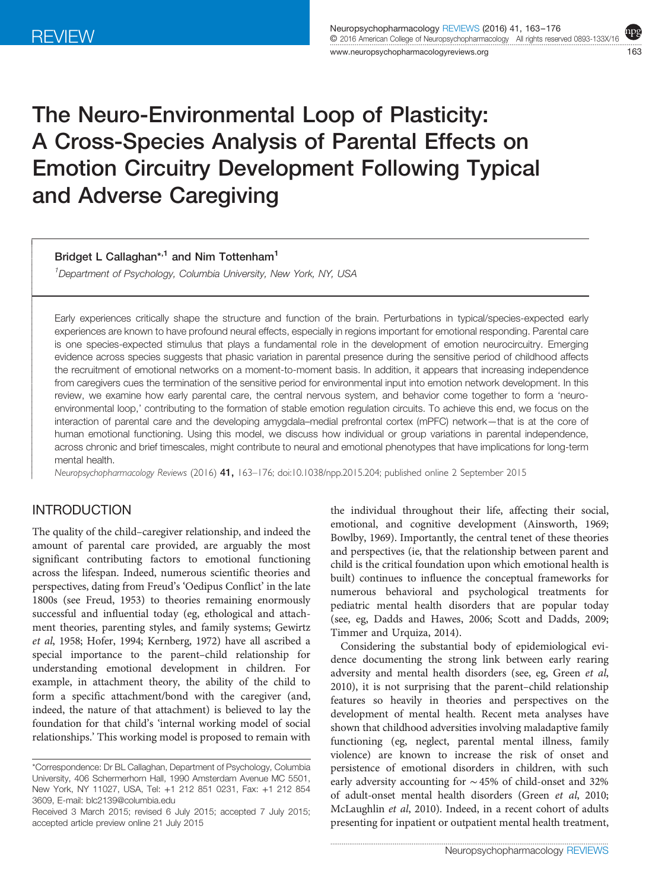REVIEW

# The Neuro-Environmental Loop of Plasticity: A Cross-Species Analysis of Parental Effects on Emotion Circuitry Development Following Typical and Adverse Caregiving

**Bridget L Callaghan**\*[,1] **and Nim Tottenham**[1]

[1]*Department of Psychology, Columbia University, New York, NY, USA*

Early experiences critically shape the structure and function of the brain. Perturbations in typical/species-expected early experiences are known to have profound neural effects, especially in regions important for emotional responding. Parental care is one species-expected stimulus that plays a fundamental role in the development of emotion neurocircuitry. Emerging evidence across species suggests that phasic variation in parental presence during the sensitive period of childhood affects the recruitment of emotional networks on a moment-to-moment basis. In addition, it appears that increasing independence from caregivers cues the termination of the sensitive period for environmental input into emotion network development. In this review, we examine how early parental care, the central nervous system, and behavior come together to form a 'neuro-environmental loop,' contributing to the formation of stable emotion regulation circuits. To achieve this end, we focus on the interaction of parental care and the developing amygdala–medial prefrontal cortex (mPFC) network—that is at the core of human emotional functioning. Using this model, we discuss how individual or group variations in parental independence, across chronic and brief timescales, might contribute to neural and emotional phenotypes that have implications for long-term mental health.

*Neuropsychopharmacology Reviews* (2016) **41,** 163–176; doi:10.1038/npp.2015.204; published online 2 September 2015

## INTRODUCTION

The quality of the child–caregiver relationship, and indeed the amount of parental care provided, are arguably the most significant contributing factors to emotional functioning across the lifespan. Indeed, numerous scientific theories and perspectives, dating from Freud's 'Oedipus Conflict' in the late 1800s (see Freud, 1953) to theories remaining enormously successful and influential today (eg, ethological and attachment theories, parenting styles, and family systems; Gewirtz *et al*, 1958; Hofer, 1994; Kernberg, 1972) have all ascribed a special importance to the parent–child relationship for understanding emotional development in children. For example, in attachment theory, the ability of the child to form a specific attachment/bond with the caregiver (and, indeed, the nature of that attachment) is believed to lay the foundation for that child's 'internal working model of social relationships.' This working model is proposed to remain with the individual throughout their life, affecting their social, emotional, and cognitive development (Ainsworth, 1969; Bowlby, 1969). Importantly, the central tenet of these theories and perspectives (ie, that the relationship between parent and child is the critical foundation upon which emotional health is built) continues to influence the conceptual frameworks for numerous behavioral and psychological treatments for pediatric mental health disorders that are popular today (see, eg, Dadds and Hawes, 2006; Scott and Dadds, 2009; Timmer and Urquiza, 2014).

Considering the substantial body of epidemiological evidence documenting the strong link between early rearing adversity and mental health disorders (see, eg, Green *et al*, 2010), it is not surprising that the parent–child relationship features so heavily in theories and perspectives on the development of mental health. Recent meta analyses have shown that childhood adversities involving maladaptive family functioning (eg, neglect, parental mental illness, family violence) are known to increase the risk of onset and persistence of emotional disorders in children, with such early adversity accounting for ~45% of child-onset and 32% of adult-onset mental health disorders (Green *et al*, 2010; McLaughlin *et al*, 2010). Indeed, in a recent cohort of adults presenting for inpatient or outpatient mental health treatment,

\*Correspondence: Dr BL Callaghan, Department of Psychology, Columbia University, 406 Schermerhorn Hall, 1990 Amsterdam Avenue MC 5501, New York, NY 11027, USA, Tel: +1 212 851 0231, Fax: +1 212 854 3609, E-mail: blc2139@columbia.edu

Received 3 March 2015; revised 6 July 2015; accepted 7 July 2015; accepted article preview online 21 July 2015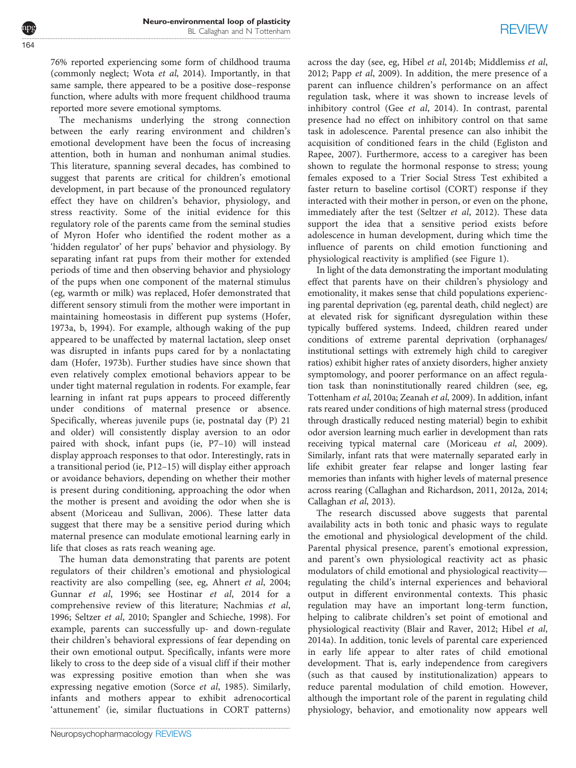76% reported experiencing some form of childhood trauma (commonly neglect; Wota *et al*, 2014). Importantly, in that same sample, there appeared to be a positive dose–response function, where adults with more frequent childhood trauma reported more severe emotional symptoms.

The mechanisms underlying the strong connection between the early rearing environment and children's emotional development have been the focus of increasing attention, both in human and nonhuman animal studies. This literature, spanning several decades, has combined to suggest that parents are critical for children's emotional development, in part because of the pronounced regulatory effect they have on children's behavior, physiology, and stress reactivity. Some of the initial evidence for this regulatory role of the parents came from the seminal studies of Myron Hofer who identified the rodent mother as a 'hidden regulator' of her pups' behavior and physiology. By separating infant rat pups from their mother for extended periods of time and then observing behavior and physiology of the pups when one component of the maternal stimulus (eg, warmth or milk) was replaced, Hofer demonstrated that different sensory stimuli from the mother were important in maintaining homeostasis in different pup systems (Hofer, 1973a, b, 1994). For example, although waking of the pup appeared to be unaffected by maternal lactation, sleep onset was disrupted in infants pups cared for by a nonlactating dam (Hofer, 1973b). Further studies have since shown that even relatively complex emotional behaviors appear to be under tight maternal regulation in rodents. For example, fear learning in infant rat pups appears to proceed differently under conditions of maternal presence or absence. Specifically, whereas juvenile pups (ie, postnatal day (P) 21 and older) will consistently display aversion to an odor paired with shock, infant pups (ie, P7–10) will instead display approach responses to that odor. Interestingly, rats in a transitional period (ie, P12–15) will display either approach or avoidance behaviors, depending on whether their mother is present during conditioning, approaching the odor when the mother is present and avoiding the odor when she is absent (Moriceau and Sullivan, 2006). These latter data suggest that there may be a sensitive period during which maternal presence can modulate emotional learning early in life that closes as rats reach weaning age.

The human data demonstrating that parents are potent regulators of their children's emotional and physiological reactivity are also compelling (see, eg, Ahnert *et al*, 2004; Gunnar *et al*, 1996; see Hostinar *et al*, 2014 for a comprehensive review of this literature; Nachmias *et al*, 1996; Seltzer *et al*, 2010; Spangler and Schieche, 1998). For example, parents can successfully up- and down-regulate their children's behavioral expressions of fear depending on their own emotional output. Specifically, infants were more likely to cross to the deep side of a visual cliff if their mother was expressing positive emotion than when she was expressing negative emotion (Sorce *et al*, 1985). Similarly, infants and mothers appear to exhibit adrenocortical 'attunement' (ie, similar fluctuations in CORT patterns) across the day (see, eg, Hibel *et al*, 2014b; Middlemiss *et al*, 2012; Papp *et al*, 2009). In addition, the mere presence of a parent can influence children's performance on an affect regulation task, where it was shown to increase levels of inhibitory control (Gee *et al*, 2014). In contrast, parental presence had no effect on inhibitory control on that same task in adolescence. Parental presence can also inhibit the acquisition of conditioned fears in the child (Egliston and Rapee, 2007). Furthermore, access to a caregiver has been shown to regulate the hormonal response to stress; young females exposed to a Trier Social Stress Test exhibited a faster return to baseline cortisol (CORT) response if they interacted with their mother in person, or even on the phone, immediately after the test (Seltzer *et al*, 2012). These data support the idea that a sensitive period exists before adolescence in human development, during which time the influence of parents on child emotion functioning and physiological reactivity is amplified (see Figure 1).

In light of the data demonstrating the important modulating effect that parents have on their children's physiology and emotionality, it makes sense that child populations experiencing parental deprivation (eg, parental death, child neglect) are at elevated risk for significant dysregulation within these typically buffered systems. Indeed, children reared under conditions of extreme parental deprivation (orphanages/institutional settings with extremely high child to caregiver ratios) exhibit higher rates of anxiety disorders, higher anxiety symptomology, and poorer performance on an affect regulation task than noninstitutionally reared children (see, eg, Tottenham *et al*, 2010a; Zeanah *et al*, 2009). In addition, infant rats reared under conditions of high maternal stress (produced through drastically reduced nesting material) begin to exhibit odor aversion learning much earlier in development than rats receiving typical maternal care (Moriceau *et al*, 2009). Similarly, infant rats that were maternally separated early in life exhibit greater fear relapse and longer lasting fear memories than infants with higher levels of maternal presence across rearing (Callaghan and Richardson, 2011, 2012a, 2014; Callaghan *et al*, 2013).

The research discussed above suggests that parental availability acts in both tonic and phasic ways to regulate the emotional and physiological development of the child. Parental physical presence, parent's emotional expression, and parent's own physiological reactivity act as phasic modulators of child emotional and physiological reactivity—regulating the child's internal experiences and behavioral output in different environmental contexts. This phasic regulation may have an important long-term function, helping to calibrate children's set point of emotional and physiological reactivity (Blair and Raver, 2012; Hibel *et al*, 2014a). In addition, tonic levels of parental care experienced in early life appear to alter rates of child emotional development. That is, early independence from caregivers (such as that caused by institutionalization) appears to reduce parental modulation of child emotion. However, although the important role of the parent in regulating child physiology, behavior, and emotionality now appears well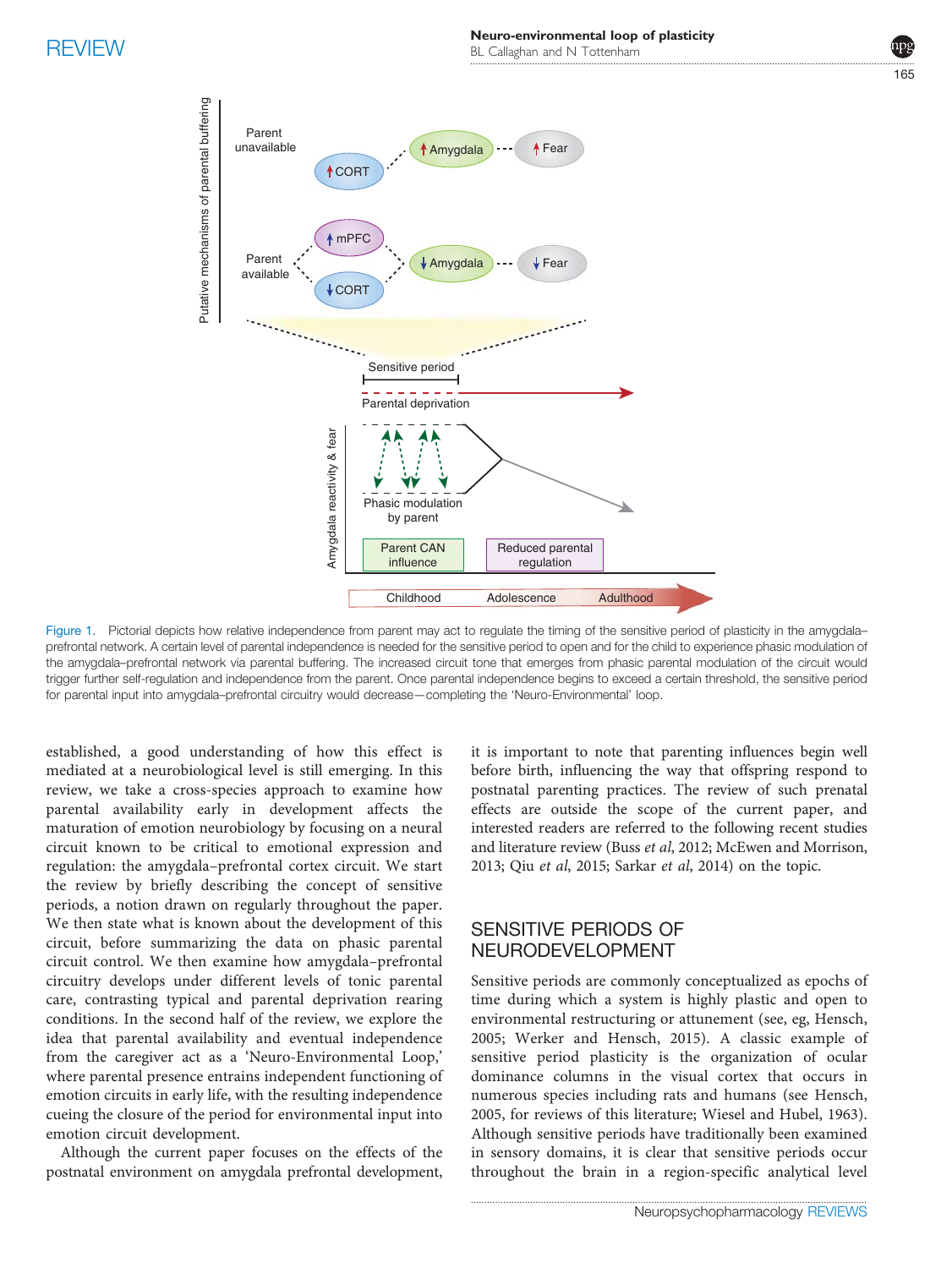Figure 1. Pictorial depicts how relative independence from parent may act to regulate the timing of the sensitive period of plasticity in the amygdala–prefrontal network. A certain level of parental independence is needed for the sensitive period to open and for the child to experience phasic modulation of the amygdala–prefrontal network via parental buffering. The increased circuit tone that emerges from phasic parental modulation of the circuit would trigger further self-regulation and independence from the parent. Once parental independence begins to exceed a certain threshold, the sensitive period for parental input into amygdala–prefrontal circuitry would decrease—completing the 'Neuro-Environmental' loop.

established, a good understanding of how this effect is mediated at a neurobiological level is still emerging. In this review, we take a cross-species approach to examine how parental availability early in development affects the maturation of emotion neurobiology by focusing on a neural circuit known to be critical to emotional expression and regulation: the amygdala–prefrontal cortex circuit. We start the review by briefly describing the concept of sensitive periods, a notion drawn on regularly throughout the paper. We then state what is known about the development of this circuit, before summarizing the data on phasic parental circuit control. We then examine how amygdala–prefrontal circuitry develops under different levels of tonic parental care, contrasting typical and parental deprivation rearing conditions. In the second half of the review, we explore the idea that parental availability and eventual independence from the caregiver act as a 'Neuro-Environmental Loop,' where parental presence entrains independent functioning of emotion circuits in early life, with the resulting independence cueing the closure of the period for environmental input into emotion circuit development.

Although the current paper focuses on the effects of the postnatal environment on amygdala prefrontal development, it is important to note that parenting influences begin well before birth, influencing the way that offspring respond to postnatal parenting practices. The review of such prenatal effects are outside the scope of the current paper, and interested readers are referred to the following recent studies and literature review (Buss *et al*, 2012; McEwen and Morrison, 2013; Qiu *et al*, 2015; Sarkar *et al*, 2014) on the topic.

## SENSITIVE PERIODS OF NEURODEVELOPMENT

Sensitive periods are commonly conceptualized as epochs of time during which a system is highly plastic and open to environmental restructuring or attunement (see, eg, Hensch, 2005; Werker and Hensch, 2015). A classic example of sensitive period plasticity is the organization of ocular dominance columns in the visual cortex that occurs in numerous species including rats and humans (see Hensch, 2005, for reviews of this literature; Wiesel and Hubel, 1963). Although sensitive periods have traditionally been examined in sensory domains, it is clear that sensitive periods occur throughout the brain in a region-specific analytical level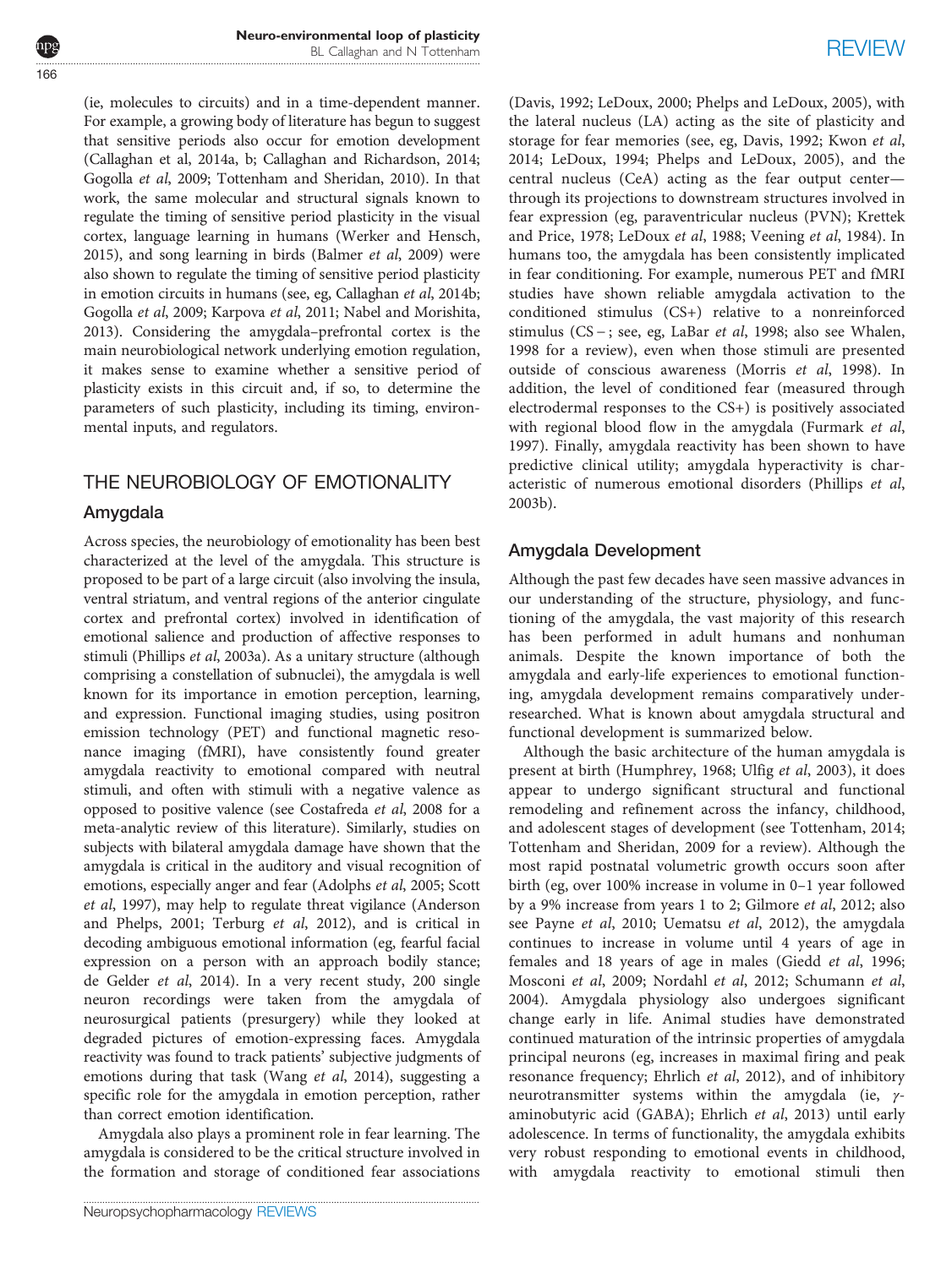(ie, molecules to circuits) and in a time-dependent manner. For example, a growing body of literature has begun to suggest that sensitive periods also occur for emotion development (Callaghan et al, 2014a, b; Callaghan and Richardson, 2014; Gogolla *et al*, 2009; Tottenham and Sheridan, 2010). In that work, the same molecular and structural signals known to regulate the timing of sensitive period plasticity in the visual cortex, language learning in humans (Werker and Hensch, 2015), and song learning in birds (Balmer *et al*, 2009) were also shown to regulate the timing of sensitive period plasticity in emotion circuits in humans (see, eg, Callaghan et al, 2014b; Gogolla *et al*, 2009; Karpova *et al*, 2011; Nabel and Morishita, 2013). Considering the amygdala–prefrontal cortex is the main neurobiological network underlying emotion regulation, it makes sense to examine whether a sensitive period of plasticity exists in this circuit and, if so, to determine the parameters of such plasticity, including its timing, environmental inputs, and regulators.

## THE NEUROBIOLOGY OF EMOTIONALITY

### Amygdala

Across species, the neurobiology of emotionality has been best characterized at the level of the amygdala. This structure is proposed to be part of a large circuit (also involving the insula, ventral striatum, and ventral regions of the anterior cingulate cortex and prefrontal cortex) involved in identification of emotional salience and production of affective responses to stimuli (Phillips *et al*, 2003a). As a unitary structure (although comprising a constellation of subnuclei), the amygdala is well known for its importance in emotion perception, learning, and expression. Functional imaging studies, using positron emission technology (PET) and functional magnetic resonance imaging (fMRI), have consistently found greater amygdala reactivity to emotional compared with neutral stimuli, and often with stimuli with a negative valence as opposed to positive valence (see Costafreda *et al*, 2008 for a meta-analytic review of this literature). Similarly, studies on subjects with bilateral amygdala damage have shown that the amygdala is critical in the auditory and visual recognition of emotions, especially anger and fear (Adolphs *et al*, 2005; Scott *et al*, 1997), may help to regulate threat vigilance (Anderson and Phelps, 2001; Terburg *et al*, 2012), and is critical in decoding ambiguous emotional information (eg, fearful facial expression on a person with an approach bodily stance; de Gelder *et al*, 2014). In a very recent study, 200 single neuron recordings were taken from the amygdala of neurosurgical patients (presurgery) while they looked at degraded pictures of emotion-expressing faces. Amygdala reactivity was found to track patients' subjective judgments of emotions during that task (Wang *et al*, 2014), suggesting a specific role for the amygdala in emotion perception, rather than correct emotion identification.

Amygdala also plays a prominent role in fear learning. The amygdala is considered to be the critical structure involved in the formation and storage of conditioned fear associations (Davis, 1992; LeDoux, 2000; Phelps and LeDoux, 2005), with the lateral nucleus (LA) acting as the site of plasticity and storage for fear memories (see, eg, Davis, 1992; Kwon *et al*, 2014; LeDoux, 1994; Phelps and LeDoux, 2005), and the central nucleus (CeA) acting as the fear output center—through its projections to downstream structures involved in fear expression (eg, paraventricular nucleus (PVN); Krettek and Price, 1978; LeDoux *et al*, 1988; Veening *et al*, 1984). In humans too, the amygdala has been consistently implicated in fear conditioning. For example, numerous PET and fMRI studies have shown reliable amygdala activation to the conditioned stimulus (CS+) relative to a nonreinforced stimulus (CS−; see, eg, LaBar *et al*, 1998; also see Whalen, 1998 for a review), even when those stimuli are presented outside of conscious awareness (Morris *et al*, 1998). In addition, the level of conditioned fear (measured through electrodermal responses to the CS+) is positively associated with regional blood flow in the amygdala (Furmark *et al*, 1997). Finally, amygdala reactivity has been shown to have predictive clinical utility; amygdala hyperactivity is characteristic of numerous emotional disorders (Phillips *et al*, 2003b).

### Amygdala Development

Although the past few decades have seen massive advances in our understanding of the structure, physiology, and functioning of the amygdala, the vast majority of this research has been performed in adult humans and nonhuman animals. Despite the known importance of both the amygdala and early-life experiences to emotional functioning, amygdala development remains comparatively underresearched. What is known about amygdala structural and functional development is summarized below.

Although the basic architecture of the human amygdala is present at birth (Humphrey, 1968; Ulfig *et al*, 2003), it does appear to undergo significant structural and functional remodeling and refinement across the infancy, childhood, and adolescent stages of development (see Tottenham, 2014; Tottenham and Sheridan, 2009 for a review). Although the most rapid postnatal volumetric growth occurs soon after birth (eg, over 100% increase in volume in 0–1 year followed by a 9% increase from years 1 to 2; Gilmore *et al*, 2012; also see Payne *et al*, 2010; Uematsu *et al*, 2012), the amygdala continues to increase in volume until 4 years of age in females and 18 years of age in males (Giedd *et al*, 1996; Mosconi *et al*, 2009; Nordahl *et al*, 2012; Schumann *et al*, 2004). Amygdala physiology also undergoes significant change early in life. Animal studies have demonstrated continued maturation of the intrinsic properties of amygdala principal neurons (eg, increases in maximal firing and peak resonance frequency; Ehrlich *et al*, 2012), and of inhibitory neurotransmitter systems within the amygdala (ie, $\gamma$-aminobutyric acid (GABA); Ehrlich *et al*, 2013) until early adolescence. In terms of functionality, the amygdala exhibits very robust responding to emotional events in childhood, with amygdala reactivity to emotional stimuli then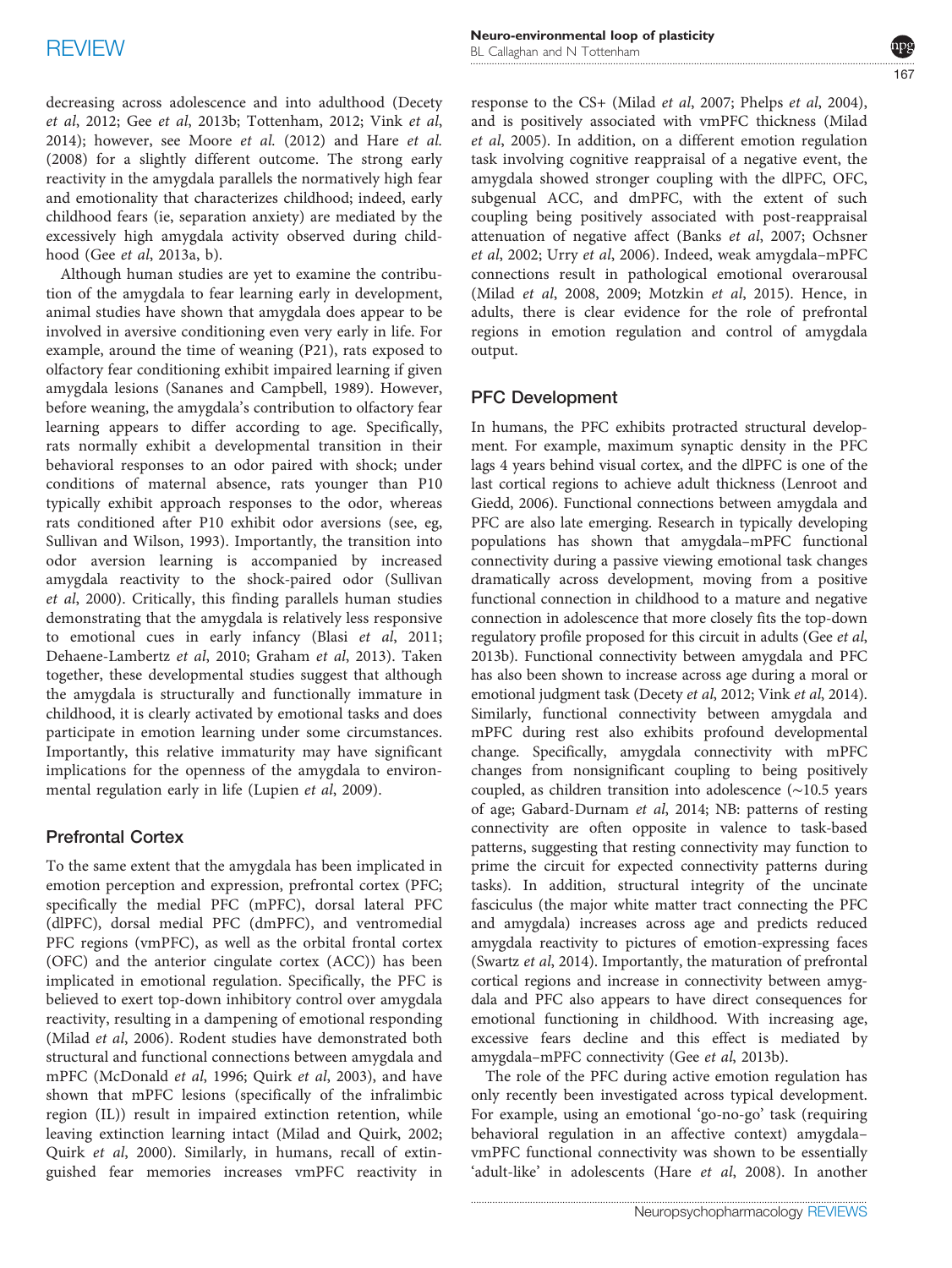decreasing across adolescence and into adulthood (Decety *et al*, 2012; Gee *et al*, 2013b; Tottenham, 2012; Vink *et al*, 2014); however, see Moore *et al*. (2012) and Hare *et al*. (2008) for a slightly different outcome. The strong early reactivity in the amygdala parallels the normatively high fear and emotionality that characterizes childhood; indeed, early childhood fears (ie, separation anxiety) are mediated by the excessively high amygdala activity observed during childhood (Gee *et al*, 2013a, b).

Although human studies are yet to examine the contribution of the amygdala to fear learning early in development, animal studies have shown that amygdala does appear to be involved in aversive conditioning even very early in life. For example, around the time of weaning (P21), rats exposed to olfactory fear conditioning exhibit impaired learning if given amygdala lesions (Sananes and Campbell, 1989). However, before weaning, the amygdala's contribution to olfactory fear learning appears to differ according to age. Specifically, rats normally exhibit a developmental transition in their behavioral responses to an odor paired with shock; under conditions of maternal absence, rats younger than P10 typically exhibit approach responses to the odor, whereas rats conditioned after P10 exhibit odor aversions (see, eg, Sullivan and Wilson, 1993). Importantly, the transition into odor aversion learning is accompanied by increased amygdala reactivity to the shock-paired odor (Sullivan *et al*, 2000). Critically, this finding parallels human studies demonstrating that the amygdala is relatively less responsive to emotional cues in early infancy (Blasi *et al*, 2011; Dehaene-Lambertz *et al*, 2010; Graham *et al*, 2013). Taken together, these developmental studies suggest that although the amygdala is structurally and functionally immature in childhood, it is clearly activated by emotional tasks and does participate in emotion learning under some circumstances. Importantly, this relative immaturity may have significant implications for the openness of the amygdala to environmental regulation early in life (Lupien *et al*, 2009).

## Prefrontal Cortex

To the same extent that the amygdala has been implicated in emotion perception and expression, prefrontal cortex (PFC; specifically the medial PFC (mPFC), dorsal lateral PFC (dlPFC), dorsal medial PFC (dmPFC), and ventromedial PFC regions (vmPFC), as well as the orbital frontal cortex (OFC) and the anterior cingulate cortex (ACC)) has been implicated in emotional regulation. Specifically, the PFC is believed to exert top-down inhibitory control over amygdala reactivity, resulting in a dampening of emotional responding (Milad *et al*, 2006). Rodent studies have demonstrated both structural and functional connections between amygdala and mPFC (McDonald *et al*, 1996; Quirk *et al*, 2003), and have shown that mPFC lesions (specifically of the infralimbic region (IL)) result in impaired extinction retention, while leaving extinction learning intact (Milad and Quirk, 2002; Quirk *et al*, 2000). Similarly, in humans, recall of extinguished fear memories increases vmPFC reactivity in response to the CS+ (Milad *et al*, 2007; Phelps *et al*, 2004), and is positively associated with vmPFC thickness (Milad *et al*, 2005). In addition, on a different emotion regulation task involving cognitive reappraisal of a negative event, the amygdala showed stronger coupling with the dlPFC, OFC, subgenual ACC, and dmPFC, with the extent of such coupling being positively associated with post-reappraisal attenuation of negative affect (Banks *et al*, 2007; Ochsner *et al*, 2002; Urry *et al*, 2006). Indeed, weak amygdala–mPFC connections result in pathological emotional overarousal (Milad *et al*, 2008, 2009; Motzkin *et al*, 2015). Hence, in adults, there is clear evidence for the role of prefrontal regions in emotion regulation and control of amygdala output.

## PFC Development

In humans, the PFC exhibits protracted structural development. For example, maximum synaptic density in the PFC lags 4 years behind visual cortex, and the dlPFC is one of the last cortical regions to achieve adult thickness (Lenroot and Giedd, 2006). Functional connections between amygdala and PFC are also late emerging. Research in typically developing populations has shown that amygdala–mPFC functional connectivity during a passive viewing emotional task changes dramatically across development, moving from a positive functional connection in childhood to a mature and negative connection in adolescence that more closely fits the top-down regulatory profile proposed for this circuit in adults (Gee *et al*, 2013b). Functional connectivity between amygdala and PFC has also been shown to increase across age during a moral or emotional judgment task (Decety *et al*, 2012; Vink *et al*, 2014). Similarly, functional connectivity between amygdala and mPFC during rest also exhibits profound developmental change. Specifically, amygdala connectivity with mPFC changes from nonsignificant coupling to being positively coupled, as children transition into adolescence (~10.5 years of age; Gabard-Durnam *et al*, 2014; NB: patterns of resting connectivity are often opposite in valence to task-based patterns, suggesting that resting connectivity may function to prime the circuit for expected connectivity patterns during tasks). In addition, structural integrity of the uncinate fasciculus (the major white matter tract connecting the PFC and amygdala) increases across age and predicts reduced amygdala reactivity to pictures of emotion-expressing faces (Swartz *et al*, 2014). Importantly, the maturation of prefrontal cortical regions and increase in connectivity between amygdala and PFC also appears to have direct consequences for emotional functioning in childhood. With increasing age, excessive fears decline and this effect is mediated by amygdala–mPFC connectivity (Gee *et al*, 2013b).

The role of the PFC during active emotion regulation has only recently been investigated across typical development. For example, using an emotional 'go-no-go' task (requiring behavioral regulation in an affective context) amygdala–vmPFC functional connectivity was shown to be essentially 'adult-like' in adolescents (Hare *et al*, 2008). In another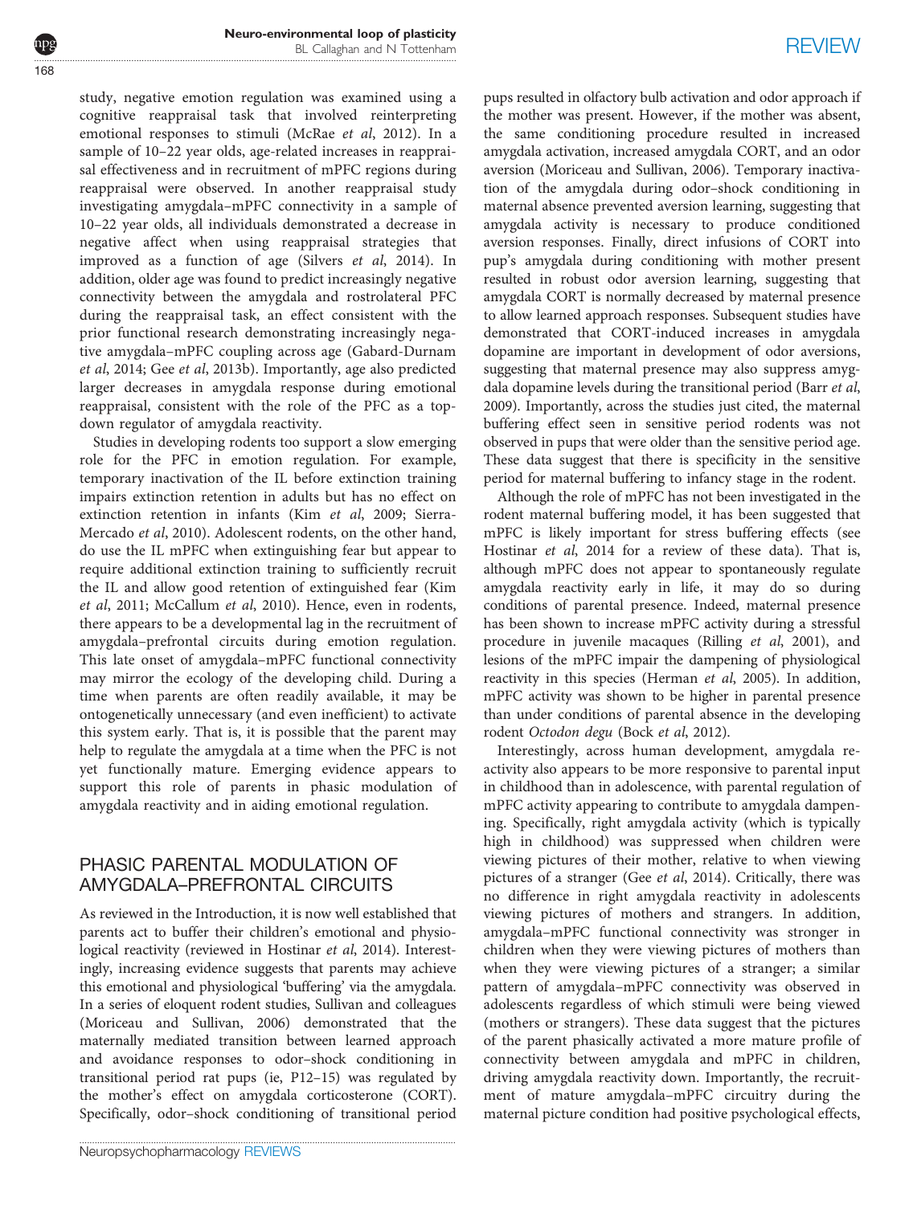study, negative emotion regulation was examined using a cognitive reappraisal task that involved reinterpreting emotional responses to stimuli (McRae *et al*, 2012). In a sample of 10–22 year olds, age-related increases in reappraisal effectiveness and in recruitment of mPFC regions during reappraisal were observed. In another reappraisal study investigating amygdala–mPFC connectivity in a sample of 10–22 year olds, all individuals demonstrated a decrease in negative affect when using reappraisal strategies that improved as a function of age (Silvers *et al*, 2014). In addition, older age was found to predict increasingly negative connectivity between the amygdala and rostrolateral PFC during the reappraisal task, an effect consistent with the prior functional research demonstrating increasingly negative amygdala–mPFC coupling across age (Gabard-Durnam *et al*, 2014; Gee *et al*, 2013b). Importantly, age also predicted larger decreases in amygdala response during emotional reappraisal, consistent with the role of the PFC as a top-down regulator of amygdala reactivity.

Studies in developing rodents too support a slow emerging role for the PFC in emotion regulation. For example, temporary inactivation of the IL before extinction training impairs extinction retention in adults but has no effect on extinction retention in infants (Kim *et al*, 2009; Sierra-Mercado *et al*, 2010). Adolescent rodents, on the other hand, do use the IL mPFC when extinguishing fear but appear to require additional extinction training to sufficiently recruit the IL and allow good retention of extinguished fear (Kim *et al*, 2011; McCallum *et al*, 2010). Hence, even in rodents, there appears to be a developmental lag in the recruitment of amygdala–prefrontal circuits during emotion regulation. This late onset of amygdala–mPFC functional connectivity may mirror the ecology of the developing child. During a time when parents are often readily available, it may be ontogenetically unnecessary (and even inefficient) to activate this system early. That is, it is possible that the parent may help to regulate the amygdala at a time when the PFC is not yet functionally mature. Emerging evidence appears to support this role of parents in phasic modulation of amygdala reactivity and in aiding emotional regulation.

## PHASIC PARENTAL MODULATION OF AMYGDALA–PREFRONTAL CIRCUITS

As reviewed in the Introduction, it is now well established that parents act to buffer their children's emotional and physiological reactivity (reviewed in Hostinar *et al*, 2014). Interestingly, increasing evidence suggests that parents may achieve this emotional and physiological 'buffering' via the amygdala. In a series of eloquent rodent studies, Sullivan and colleagues (Moriceau and Sullivan, 2006) demonstrated that the maternally mediated transition between learned approach and avoidance responses to odor–shock conditioning in transitional period rat pups (ie, P12–15) was regulated by the mother's effect on amygdala corticosterone (CORT). Specifically, odor–shock conditioning of transitional period pups resulted in olfactory bulb activation and odor approach if the mother was present. However, if the mother was absent, the same conditioning procedure resulted in increased amygdala activation, increased amygdala CORT, and an odor aversion (Moriceau and Sullivan, 2006). Temporary inactivation of the amygdala during odor–shock conditioning in maternal absence prevented aversion learning, suggesting that amygdala activity is necessary to produce conditioned aversion responses. Finally, direct infusions of CORT into pup's amygdala during conditioning with mother present resulted in robust odor aversion learning, suggesting that amygdala CORT is normally decreased by maternal presence to allow learned approach responses. Subsequent studies have demonstrated that CORT-induced increases in amygdala dopamine are important in development of odor aversions, suggesting that maternal presence may also suppress amygdala dopamine levels during the transitional period (Barr *et al*, 2009). Importantly, across the studies just cited, the maternal buffering effect seen in sensitive period rodents was not observed in pups that were older than the sensitive period age. These data suggest that there is specificity in the sensitive period for maternal buffering to infancy stage in the rodent.

Although the role of mPFC has not been investigated in the rodent maternal buffering model, it has been suggested that mPFC is likely important for stress buffering effects (see Hostinar *et al*, 2014 for a review of these data). That is, although mPFC does not appear to spontaneously regulate amygdala reactivity early in life, it may do so during conditions of parental presence. Indeed, maternal presence has been shown to increase mPFC activity during a stressful procedure in juvenile macaques (Rilling *et al*, 2001), and lesions of the mPFC impair the dampening of physiological reactivity in this species (Herman *et al*, 2005). In addition, mPFC activity was shown to be higher in parental presence than under conditions of parental absence in the developing rodent *Octodon degu* (Bock *et al*, 2012).

Interestingly, across human development, amygdala reactivity also appears to be more responsive to parental input in childhood than in adolescence, with parental regulation of mPFC activity appearing to contribute to amygdala dampening. Specifically, right amygdala activity (which is typically high in childhood) was suppressed when children were viewing pictures of their mother, relative to when viewing pictures of a stranger (Gee *et al*, 2014). Critically, there was no difference in right amygdala reactivity in adolescents viewing pictures of mothers and strangers. In addition, amygdala–mPFC functional connectivity was stronger in children when they were viewing pictures of mothers than when they were viewing pictures of a stranger; a similar pattern of amygdala–mPFC connectivity was observed in adolescents regardless of which stimuli were being viewed (mothers or strangers). These data suggest that the pictures of the parent phasically activated a more mature profile of connectivity between amygdala and mPFC in children, driving amygdala reactivity down. Importantly, the recruitment of mature amygdala–mPFC circuitry during the maternal picture condition had positive psychological effects,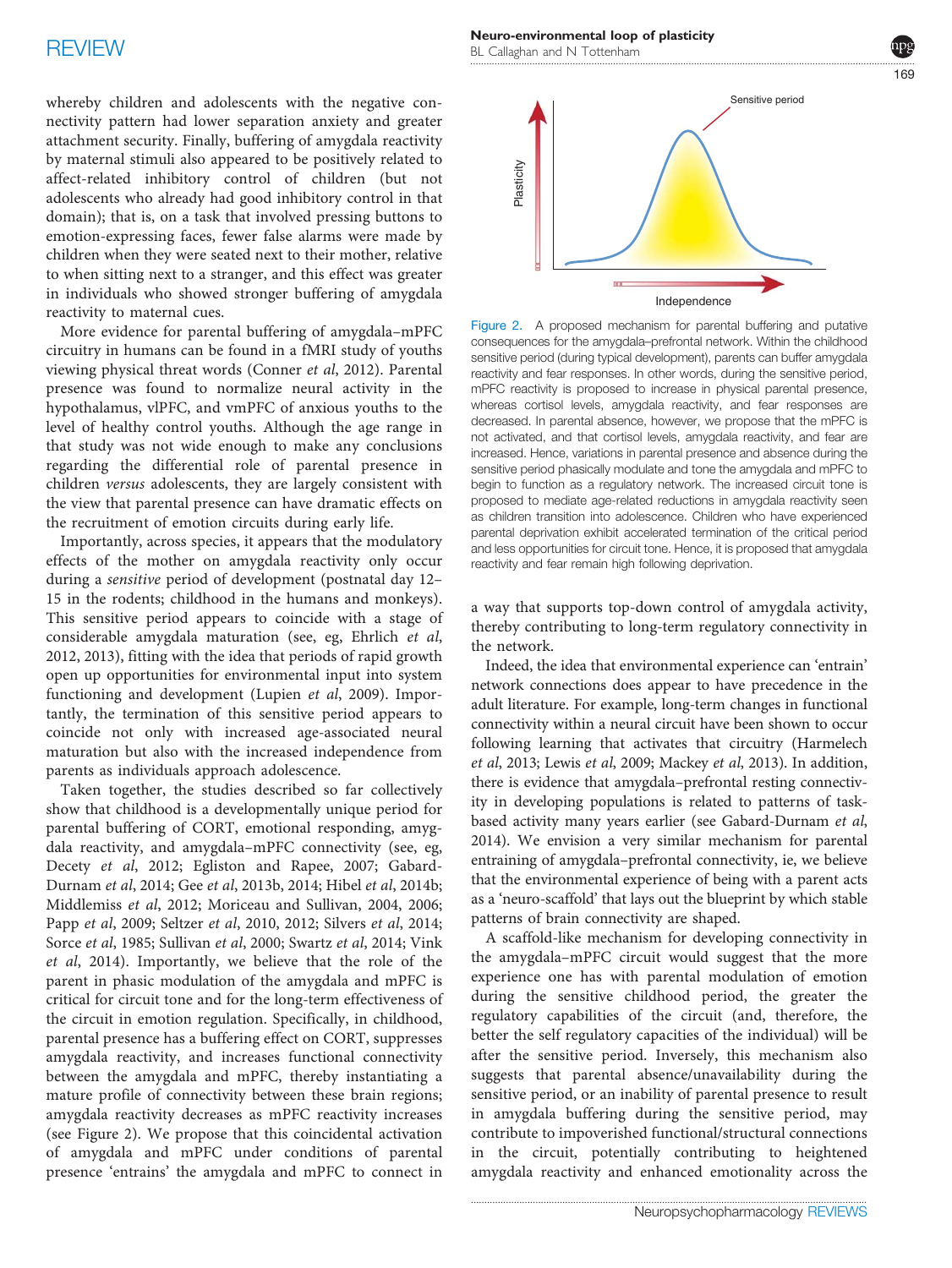whereby children and adolescents with the negative connectivity pattern had lower separation anxiety and greater attachment security. Finally, buffering of amygdala reactivity by maternal stimuli also appeared to be positively related to affect-related inhibitory control of children (but not adolescents who already had good inhibitory control in that domain); that is, on a task that involved pressing buttons to emotion-expressing faces, fewer false alarms were made by children when they were seated next to their mother, relative to when sitting next to a stranger, and this effect was greater in individuals who showed stronger buffering of amygdala reactivity to maternal cues.

More evidence for parental buffering of amygdala–mPFC circuitry in humans can be found in a fMRI study of youths viewing physical threat words (Conner *et al*, 2012). Parental presence was found to normalize neural activity in the hypothalamus, vlPFC, and vmPFC of anxious youths to the level of healthy control youths. Although the age range in that study was not wide enough to make any conclusions regarding the differential role of parental presence in children *versus* adolescents, they are largely consistent with the view that parental presence can have dramatic effects on the recruitment of emotion circuits during early life.

Importantly, across species, it appears that the modulatory effects of the mother on amygdala reactivity only occur during a *sensitive* period of development (postnatal day 12–15 in the rodents; childhood in the humans and monkeys). This sensitive period appears to coincide with a stage of considerable amygdala maturation (see, eg, Ehrlich *et al*, 2012, 2013), fitting with the idea that periods of rapid growth open up opportunities for environmental input into system functioning and development (Lupien *et al*, 2009). Importantly, the termination of this sensitive period appears to coincide not only with increased age-associated neural maturation but also with the increased independence from parents as individuals approach adolescence.

Taken together, the studies described so far collectively show that childhood is a developmentally unique period for parental buffering of CORT, emotional responding, amygdala reactivity, and amygdala–mPFC connectivity (see, eg, Decety *et al*, 2012; Egliston and Rapee, 2007; Gabard-Durnam *et al*, 2014; Gee *et al*, 2013b, 2014; Hibel *et al*, 2014b; Middlemiss *et al*, 2012; Moriceau and Sullivan, 2004, 2006; Papp *et al*, 2009; Seltzer *et al*, 2010, 2012; Silvers *et al*, 2014; Sorce *et al*, 1985; Sullivan *et al*, 2000; Swartz *et al*, 2014; Vink *et al*, 2014). Importantly, we believe that the role of the parent in phasic modulation of the amygdala and mPFC is critical for circuit tone and for the long-term effectiveness of the circuit in emotion regulation. Specifically, in childhood, parental presence has a buffering effect on CORT, suppresses amygdala reactivity, and increases functional connectivity between the amygdala and mPFC, thereby instantiating a mature profile of connectivity between these brain regions; amygdala reactivity decreases as mPFC reactivity increases (see Figure 2). We propose that this coincidental activation of amygdala and mPFC under conditions of parental presence 'entrains' the amygdala and mPFC to connect in a way that supports top-down control of amygdala activity, thereby contributing to long-term regulatory connectivity in the network.

Figure 2. A proposed mechanism for parental buffering and putative consequences for the amygdala–prefrontal network. Within the childhood sensitive period (during typical development), parents can buffer amygdala reactivity and fear responses. In other words, during the sensitive period, mPFC reactivity is proposed to increase in physical parental presence, whereas cortisol levels, amygdala reactivity, and fear responses are decreased. In parental absence, however, we propose that the mPFC is not activated, and that cortisol levels, amygdala reactivity, and fear are increased. Hence, variations in parental presence and absence during the sensitive period phasically modulate and tone the amygdala and mPFC to begin to function as a regulatory network. The increased circuit tone is proposed to mediate age-related reductions in amygdala reactivity seen as children transition into adolescence. Children who have experienced parental deprivation exhibit accelerated termination of the critical period and less opportunities for circuit tone. Hence, it is proposed that amygdala reactivity and fear remain high following deprivation.

Indeed, the idea that environmental experience can 'entrain' network connections does appear to have precedence in the adult literature. For example, long-term changes in functional connectivity within a neural circuit have been shown to occur following learning that activates that circuitry (Harmelech *et al*, 2013; Lewis *et al*, 2009; Mackey *et al*, 2013). In addition, there is evidence that amygdala–prefrontal resting connectivity in developing populations is related to patterns of task-based activity many years earlier (see Gabard-Durnam *et al*, 2014). We envision a very similar mechanism for parental entraining of amygdala–prefrontal connectivity, ie, we believe that the environmental experience of being with a parent acts as a 'neuro-scaffold' that lays out the blueprint by which stable patterns of brain connectivity are shaped.

A scaffold-like mechanism for developing connectivity in the amygdala–mPFC circuit would suggest that the more experience one has with parental modulation of emotion during the sensitive childhood period, the greater the regulatory capabilities of the circuit (and, therefore, the better the self regulatory capacities of the individual) will be after the sensitive period. Inversely, this mechanism also suggests that parental absence/unavailability during the sensitive period, or an inability of parental presence to result in amygdala buffering during the sensitive period, may contribute to impoverished functional/structural connections in the circuit, potentially contributing to heightened amygdala reactivity and enhanced emotionality across the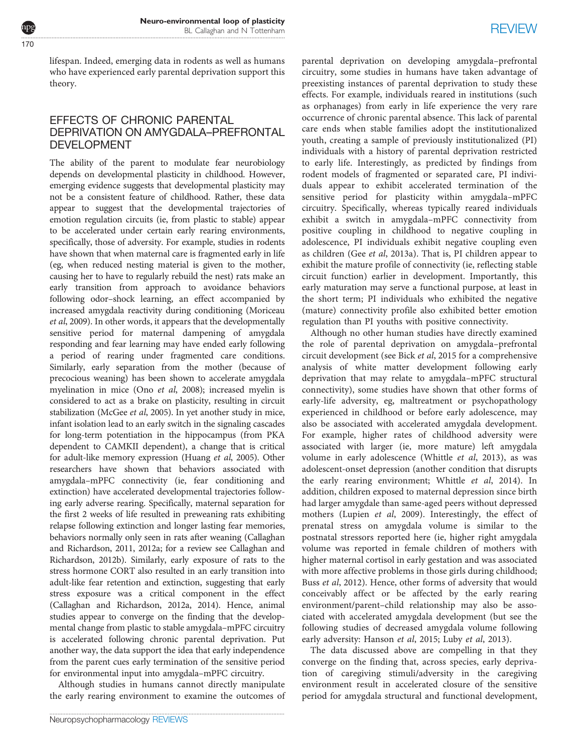lifespan. Indeed, emerging data in rodents as well as humans who have experienced early parental deprivation support this theory.

## EFFECTS OF CHRONIC PARENTAL DEPRIVATION ON AMYGDALA–PREFRONTAL DEVELOPMENT

The ability of the parent to modulate fear neurobiology depends on developmental plasticity in childhood. However, emerging evidence suggests that developmental plasticity may not be a consistent feature of childhood. Rather, these data appear to suggest that the developmental trajectories of emotion regulation circuits (ie, from plastic to stable) appear to be accelerated under certain early rearing environments, specifically, those of adversity. For example, studies in rodents have shown that when maternal care is fragmented early in life (eg, when reduced nesting material is given to the mother, causing her to have to regularly rebuild the nest) rats make an early transition from approach to avoidance behaviors following odor–shock learning, an effect accompanied by increased amygdala reactivity during conditioning (Moriceau *et al*, 2009). In other words, it appears that the developmentally sensitive period for maternal dampening of amygdala responding and fear learning may have ended early following a period of rearing under fragmented care conditions. Similarly, early separation from the mother (because of precocious weaning) has been shown to accelerate amygdala myelination in mice (Ono *et al*, 2008); increased myelin is considered to act as a brake on plasticity, resulting in circuit stabilization (McGee *et al*, 2005). In yet another study in mice, infant isolation lead to an early switch in the signaling cascades for long-term potentiation in the hippocampus (from PKA dependent to CAMKII dependent), a change that is critical for adult-like memory expression (Huang *et al*, 2005). Other researchers have shown that behaviors associated with amygdala–mPFC connectivity (ie, fear conditioning and extinction) have accelerated developmental trajectories following early adverse rearing. Specifically, maternal separation for the first 2 weeks of life resulted in preweaning rats exhibiting relapse following extinction and longer lasting fear memories, behaviors normally only seen in rats after weaning (Callaghan and Richardson, 2011, 2012a; for a review see Callaghan and Richardson, 2012b). Similarly, early exposure of rats to the stress hormone CORT also resulted in an early transition into adult-like fear retention and extinction, suggesting that early stress exposure was a critical component in the effect (Callaghan and Richardson, 2012a, 2014). Hence, animal studies appear to converge on the finding that the developmental change from plastic to stable amygdala–mPFC circuitry is accelerated following chronic parental deprivation. Put another way, the data support the idea that early independence from the parent cues early termination of the sensitive period for environmental input into amygdala–mPFC circuitry.

Although studies in humans cannot directly manipulate the early rearing environment to examine the outcomes of parental deprivation on developing amygdala–prefrontal circuitry, some studies in humans have taken advantage of preexisting instances of parental deprivation to study these effects. For example, individuals reared in institutions (such as orphanages) from early in life experience the very rare occurrence of chronic parental absence. This lack of parental care ends when stable families adopt the institutionalized youth, creating a sample of previously institutionalized (PI) individuals with a history of parental deprivation restricted to early life. Interestingly, as predicted by findings from rodent models of fragmented or separated care, PI individuals appear to exhibit accelerated termination of the sensitive period for plasticity within amygdala–mPFC circuitry. Specifically, whereas typically reared individuals exhibit a switch in amygdala–mPFC connectivity from positive coupling in childhood to negative coupling in adolescence, PI individuals exhibit negative coupling even as children (Gee *et al*, 2013a). That is, PI children appear to exhibit the mature profile of connectivity (ie, reflecting stable circuit function) earlier in development. Importantly, this early maturation may serve a functional purpose, at least in the short term; PI individuals who exhibited the negative (mature) connectivity profile also exhibited better emotion regulation than PI youths with positive connectivity.

Although no other human studies have directly examined the role of parental deprivation on amygdala–prefrontal circuit development (see Bick *et al*, 2015 for a comprehensive analysis of white matter development following early deprivation that may relate to amygdala–mPFC structural connectivity), some studies have shown that other forms of early-life adversity, eg, maltreatment or psychopathology experienced in childhood or before early adolescence, may also be associated with accelerated amygdala development. For example, higher rates of childhood adversity were associated with larger (ie, more mature) left amygdala volume in early adolescence (Whittle *et al*, 2013), as was adolescent-onset depression (another condition that disrupts the early rearing environment; Whittle *et al*, 2014). In addition, children exposed to maternal depression since birth had larger amygdale than same-aged peers without depressed mothers (Lupien *et al*, 2009). Interestingly, the effect of prenatal stress on amygdala volume is similar to the postnatal stressors reported here (ie, higher right amygdala volume was reported in female children of mothers with higher maternal cortisol in early gestation and was associated with more affective problems in those girls during childhood; Buss *et al*, 2012). Hence, other forms of adversity that would conceivably affect or be affected by the early rearing environment/parent–child relationship may also be associated with accelerated amygdala development (but see the following studies of decreased amygdala volume following early adversity: Hanson *et al*, 2015; Luby *et al*, 2013).

The data discussed above are compelling in that they converge on the finding that, across species, early deprivation of caregiving stimuli/adversity in the caregiving environment result in accelerated closure of the sensitive period for amygdala structural and functional development,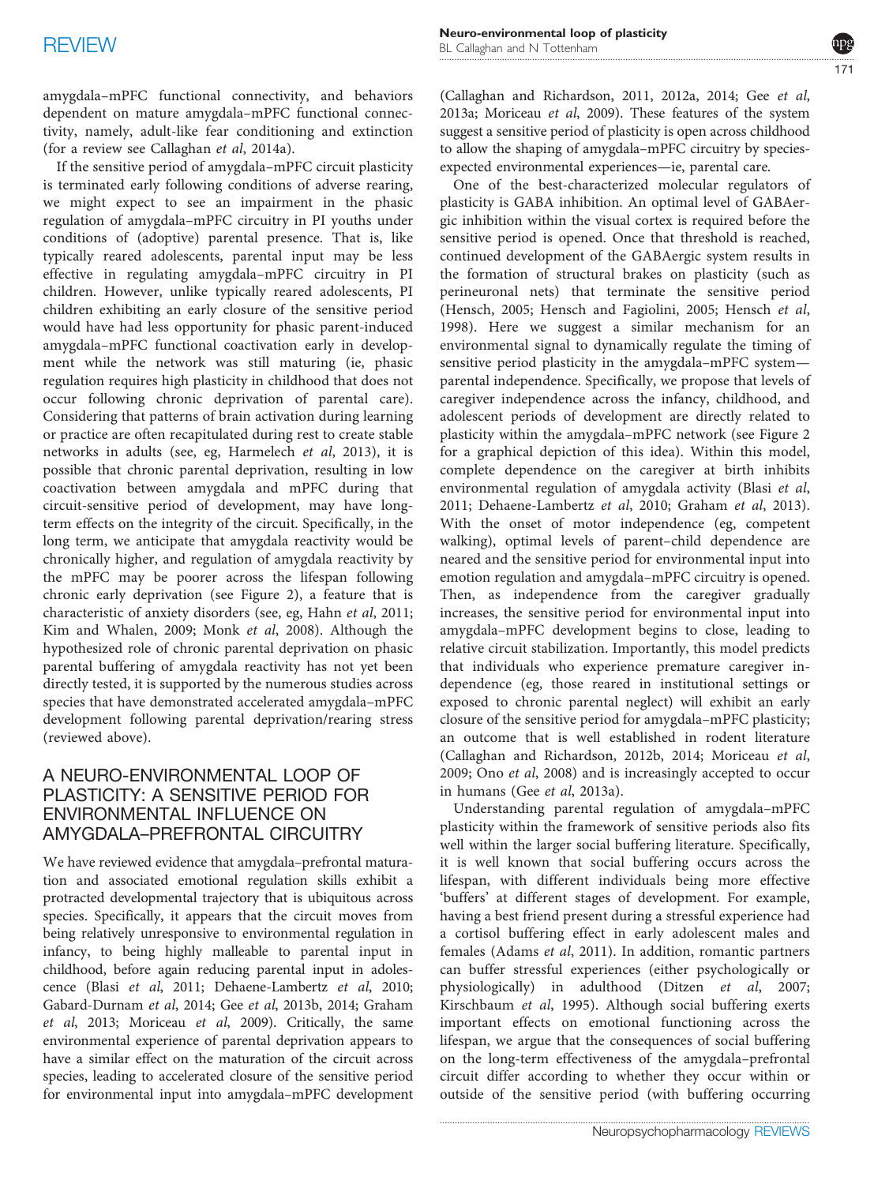amygdala–mPFC functional connectivity, and behaviors dependent on mature amygdala–mPFC functional connectivity, namely, adult-like fear conditioning and extinction (for a review see Callaghan *et al*, 2014a).

If the sensitive period of amygdala–mPFC circuit plasticity is terminated early following conditions of adverse rearing, we might expect to see an impairment in the phasic regulation of amygdala–mPFC circuitry in PI youths under conditions of (adoptive) parental presence. That is, like typically reared adolescents, parental input may be less effective in regulating amygdala–mPFC circuitry in PI children. However, unlike typically reared adolescents, PI children exhibiting an early closure of the sensitive period would have had less opportunity for phasic parent-induced amygdala–mPFC functional coactivation early in development while the network was still maturing (ie, phasic regulation requires high plasticity in childhood that does not occur following chronic deprivation of parental care). Considering that patterns of brain activation during learning or practice are often recapitulated during rest to create stable networks in adults (see, eg, Harmelech *et al*, 2013), it is possible that chronic parental deprivation, resulting in low coactivation between amygdala and mPFC during that circuit-sensitive period of development, may have long-term effects on the integrity of the circuit. Specifically, in the long term, we anticipate that amygdala reactivity would be chronically higher, and regulation of amygdala reactivity by the mPFC may be poorer across the lifespan following chronic early deprivation (see Figure 2), a feature that is characteristic of anxiety disorders (see, eg, Hahn *et al*, 2011; Kim and Whalen, 2009; Monk *et al*, 2008). Although the hypothesized role of chronic parental deprivation on phasic parental buffering of amygdala reactivity has not yet been directly tested, it is supported by the numerous studies across species that have demonstrated accelerated amygdala–mPFC development following parental deprivation/rearing stress (reviewed above).

## A NEURO-ENVIRONMENTAL LOOP OF PLASTICITY: A SENSITIVE PERIOD FOR ENVIRONMENTAL INFLUENCE ON AMYGDALA–PREFRONTAL CIRCUITRY

We have reviewed evidence that amygdala–prefrontal maturation and associated emotional regulation skills exhibit a protracted developmental trajectory that is ubiquitous across species. Specifically, it appears that the circuit moves from being relatively unresponsive to environmental regulation in infancy, to being highly malleable to parental input in childhood, before again reducing parental input in adolescence (Blasi *et al*, 2011; Dehaene-Lambertz *et al*, 2010; Gabard-Durnam *et al*, 2014; Gee *et al*, 2013b, 2014; Graham *et al*, 2013; Moriceau *et al*, 2009). Critically, the same environmental experience of parental deprivation appears to have a similar effect on the maturation of the circuit across species, leading to accelerated closure of the sensitive period for environmental input into amygdala–mPFC development (Callaghan and Richardson, 2011, 2012a, 2014; Gee *et al*, 2013a; Moriceau *et al*, 2009). These features of the system suggest a sensitive period of plasticity is open across childhood to allow the shaping of amygdala–mPFC circuitry by species-expected environmental experiences—ie, parental care.

One of the best-characterized molecular regulators of plasticity is GABA inhibition. An optimal level of GABAergic inhibition within the visual cortex is required before the sensitive period is opened. Once that threshold is reached, continued development of the GABAergic system results in the formation of structural brakes on plasticity (such as perineuronal nets) that terminate the sensitive period (Hensch, 2005; Hensch and Fagiolini, 2005; Hensch *et al*, 1998). Here we suggest a similar mechanism for an environmental signal to dynamically regulate the timing of sensitive period plasticity in the amygdala–mPFC system—parental independence. Specifically, we propose that levels of caregiver independence across the infancy, childhood, and adolescent periods of development are directly related to plasticity within the amygdala–mPFC network (see Figure 2 for a graphical depiction of this idea). Within this model, complete dependence on the caregiver at birth inhibits environmental regulation of amygdala activity (Blasi *et al*, 2011; Dehaene-Lambertz *et al*, 2010; Graham *et al*, 2013). With the onset of motor independence (eg, competent walking), optimal levels of parent–child dependence are neared and the sensitive period for environmental input into emotion regulation and amygdala–mPFC circuitry is opened. Then, as independence from the caregiver gradually increases, the sensitive period for environmental input into amygdala–mPFC development begins to close, leading to relative circuit stabilization. Importantly, this model predicts that individuals who experience premature caregiver independence (eg, those reared in institutional settings or exposed to chronic parental neglect) will exhibit an early closure of the sensitive period for amygdala–mPFC plasticity; an outcome that is well established in rodent literature (Callaghan and Richardson, 2012b, 2014; Moriceau *et al*, 2009; Ono *et al*, 2008) and is increasingly accepted to occur in humans (Gee *et al*, 2013a).

Understanding parental regulation of amygdala–mPFC plasticity within the framework of sensitive periods also fits well within the larger social buffering literature. Specifically, it is well known that social buffering occurs across the lifespan, with different individuals being more effective 'buffers' at different stages of development. For example, having a best friend present during a stressful experience had a cortisol buffering effect in early adolescent males and females (Adams *et al*, 2011). In addition, romantic partners can buffer stressful experiences (either psychologically or physiologically) in adulthood (Ditzen *et al*, 2007; Kirschbaum *et al*, 1995). Although social buffering exerts important effects on emotional functioning across the lifespan, we argue that the consequences of social buffering on the long-term effectiveness of the amygdala–prefrontal circuit differ according to whether they occur within or outside of the sensitive period (with buffering occurring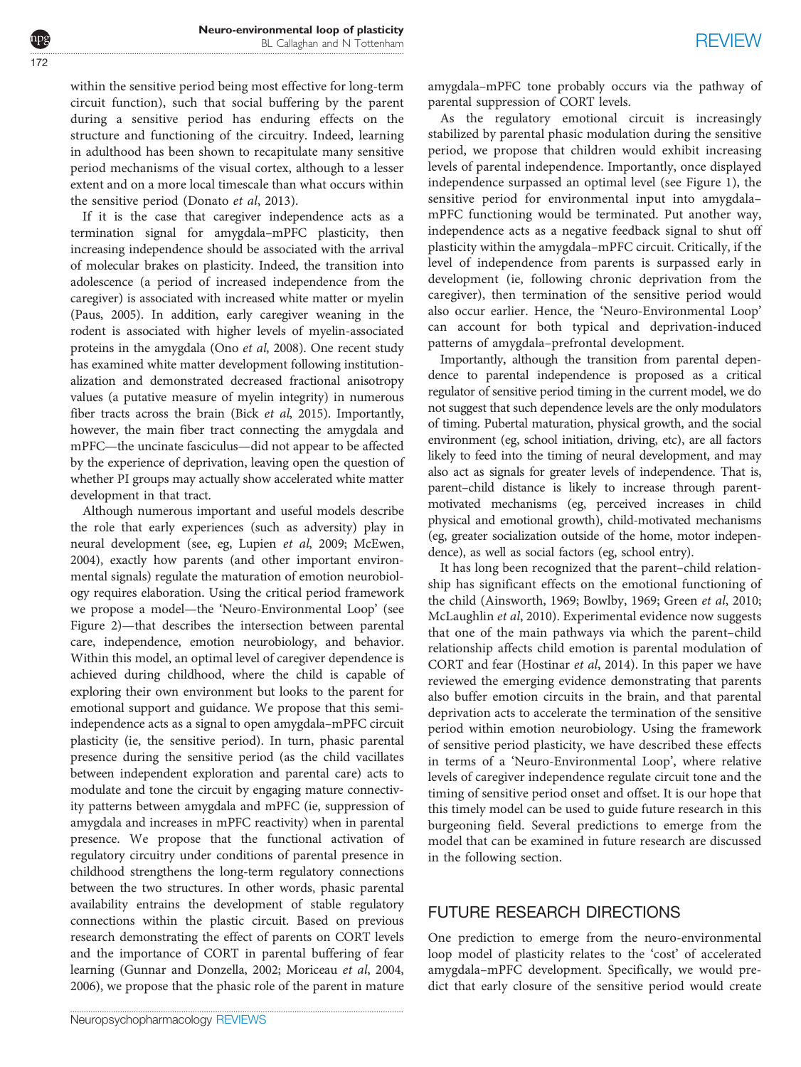within the sensitive period being most effective for long-term circuit function), such that social buffering by the parent during a sensitive period has enduring effects on the structure and functioning of the circuitry. Indeed, learning in adulthood has been shown to recapitulate many sensitive period mechanisms of the visual cortex, although to a lesser extent and on a more local timescale than what occurs within the sensitive period (Donato *et al*, 2013).

If it is the case that caregiver independence acts as a termination signal for amygdala–mPFC plasticity, then increasing independence should be associated with the arrival of molecular brakes on plasticity. Indeed, the transition into adolescence (a period of increased independence from the caregiver) is associated with increased white matter or myelin (Paus, 2005). In addition, early caregiver weaning in the rodent is associated with higher levels of myelin-associated proteins in the amygdala (Ono *et al*, 2008). One recent study has examined white matter development following institutionalization and demonstrated decreased fractional anisotropy values (a putative measure of myelin integrity) in numerous fiber tracts across the brain (Bick *et al*, 2015). Importantly, however, the main fiber tract connecting the amygdala and mPFC—the uncinate fasciculus—did not appear to be affected by the experience of deprivation, leaving open the question of whether PI groups may actually show accelerated white matter development in that tract.

Although numerous important and useful models describe the role that early experiences (such as adversity) play in neural development (see, eg, Lupien *et al*, 2009; McEwen, 2004), exactly how parents (and other important environmental signals) regulate the maturation of emotion neurobiology requires elaboration. Using the critical period framework we propose a model—the 'Neuro-Environmental Loop' (see Figure 2)—that describes the intersection between parental care, independence, emotion neurobiology, and behavior. Within this model, an optimal level of caregiver dependence is achieved during childhood, where the child is capable of exploring their own environment but looks to the parent for emotional support and guidance. We propose that this semi-independence acts as a signal to open amygdala–mPFC circuit plasticity (ie, the sensitive period). In turn, phasic parental presence during the sensitive period (as the child vacillates between independent exploration and parental care) acts to modulate and tone the circuit by engaging mature connectivity patterns between amygdala and mPFC (ie, suppression of amygdala and increases in mPFC reactivity) when in parental presence. We propose that the functional activation of regulatory circuitry under conditions of parental presence in childhood strengthens the long-term regulatory connections between the two structures. In other words, phasic parental availability entrains the development of stable regulatory connections within the plastic circuit. Based on previous research demonstrating the effect of parents on CORT levels and the importance of CORT in parental buffering of fear learning (Gunnar and Donzella, 2002; Moriceau *et al*, 2004, 2006), we propose that the phasic role of the parent in mature amygdala–mPFC tone probably occurs via the pathway of parental suppression of CORT levels.

As the regulatory emotional circuit is increasingly stabilized by parental phasic modulation during the sensitive period, we propose that children would exhibit increasing levels of parental independence. Importantly, once displayed independence surpassed an optimal level (see Figure 1), the sensitive period for environmental input into amygdala–mPFC functioning would be terminated. Put another way, independence acts as a negative feedback signal to shut off plasticity within the amygdala–mPFC circuit. Critically, if the level of independence from parents is surpassed early in development (ie, following chronic deprivation from the caregiver), then termination of the sensitive period would also occur earlier. Hence, the 'Neuro-Environmental Loop' can account for both typical and deprivation-induced patterns of amygdala–prefrontal development.

Importantly, although the transition from parental dependence to parental independence is proposed as a critical regulator of sensitive period timing in the current model, we do not suggest that such dependence levels are the only modulators of timing. Pubertal maturation, physical growth, and the social environment (eg, school initiation, driving, etc), are all factors likely to feed into the timing of neural development, and may also act as signals for greater levels of independence. That is, parent–child distance is likely to increase through parent-motivated mechanisms (eg, perceived increases in child physical and emotional growth), child-motivated mechanisms (eg, greater socialization outside of the home, motor independence), as well as social factors (eg, school entry).

It has long been recognized that the parent–child relationship has significant effects on the emotional functioning of the child (Ainsworth, 1969; Bowlby, 1969; Green *et al*, 2010; McLaughlin *et al*, 2010). Experimental evidence now suggests that one of the main pathways via which the parent–child relationship affects child emotion is parental modulation of CORT and fear (Hostinar *et al*, 2014). In this paper we have reviewed the emerging evidence demonstrating that parents also buffer emotion circuits in the brain, and that parental deprivation acts to accelerate the termination of the sensitive period within emotion neurobiology. Using the framework of sensitive period plasticity, we have described these effects in terms of a 'Neuro-Environmental Loop', where relative levels of caregiver independence regulate circuit tone and the timing of sensitive period onset and offset. It is our hope that this timely model can be used to guide future research in this burgeoning field. Several predictions to emerge from the model that can be examined in future research are discussed in the following section.

## FUTURE RESEARCH DIRECTIONS

One prediction to emerge from the neuro-environmental loop model of plasticity relates to the 'cost' of accelerated amygdala–mPFC development. Specifically, we would predict that early closure of the sensitive period would create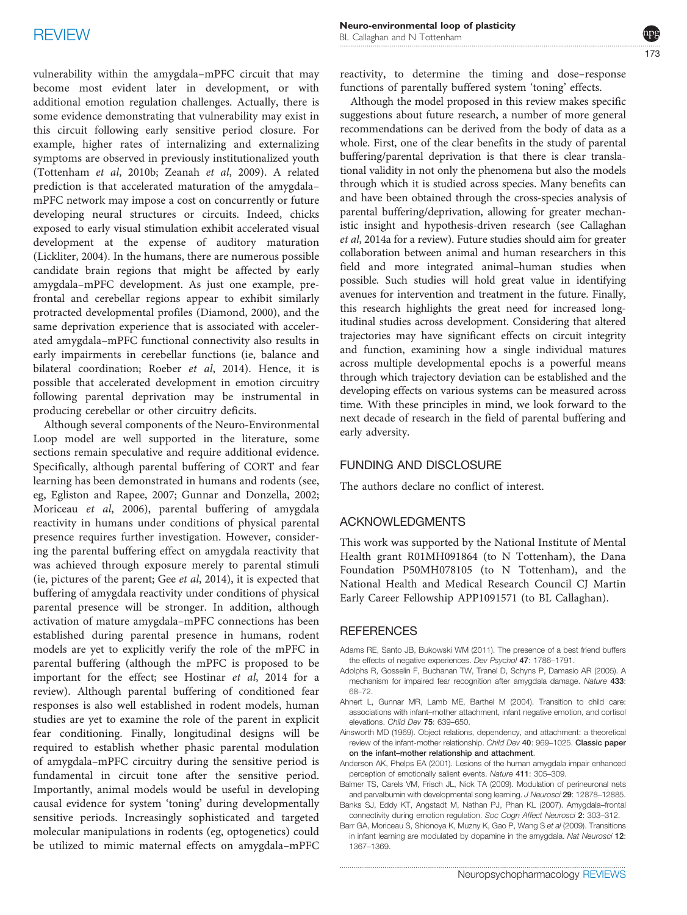vulnerability within the amygdala–mPFC circuit that may become most evident later in development, or with additional emotion regulation challenges. Actually, there is some evidence demonstrating that vulnerability may exist in this circuit following early sensitive period closure. For example, higher rates of internalizing and externalizing symptoms are observed in previously institutionalized youth (Tottenham *et al*, 2010b; Zeanah *et al*, 2009). A related prediction is that accelerated maturation of the amygdala–mPFC network may impose a cost on concurrently or future developing neural structures or circuits. Indeed, chicks exposed to early visual stimulation exhibit accelerated visual development at the expense of auditory maturation (Lickliter, 2004). In the humans, there are numerous possible candidate brain regions that might be affected by early amygdala–mPFC development. As just one example, prefrontal and cerebellar regions appear to exhibit similarly protracted developmental profiles (Diamond, 2000), and the same deprivation experience that is associated with accelerated amygdala–mPFC functional connectivity also results in early impairments in cerebellar functions (ie, balance and bilateral coordination; Roeber *et al*, 2014). Hence, it is possible that accelerated development in emotion circuitry following parental deprivation may be instrumental in producing cerebellar or other circuitry deficits.

Although several components of the Neuro-Environmental Loop model are well supported in the literature, some sections remain speculative and require additional evidence. Specifically, although parental buffering of CORT and fear learning has been demonstrated in humans and rodents (see, eg, Egliston and Rapee, 2007; Gunnar and Donzella, 2002; Moriceau *et al*, 2006), parental buffering of amygdala reactivity in humans under conditions of physical parental presence requires further investigation. However, considering the parental buffering effect on amygdala reactivity that was achieved through exposure merely to parental stimuli (ie, pictures of the parent; Gee *et al*, 2014), it is expected that buffering of amygdala reactivity under conditions of physical parental presence will be stronger. In addition, although activation of mature amygdala–mPFC connections has been established during parental presence in humans, rodent models are yet to explicitly verify the role of the mPFC in parental buffering (although the mPFC is proposed to be important for the effect; see Hostinar *et al*, 2014 for a review). Although parental buffering of conditioned fear responses is also well established in rodent models, human studies are yet to examine the role of the parent in explicit fear conditioning. Finally, longitudinal designs will be required to establish whether phasic parental modulation of amygdala–mPFC circuitry during the sensitive period is fundamental in circuit tone after the sensitive period. Importantly, animal models would be useful in developing causal evidence for system 'toning' during developmentally sensitive periods. Increasingly sophisticated and targeted molecular manipulations in rodents (eg, optogenetics) could be utilized to mimic maternal effects on amygdala–mPFC reactivity, to determine the timing and dose–response functions of parentally buffered system 'toning' effects.

Although the model proposed in this review makes specific suggestions about future research, a number of more general recommendations can be derived from the body of data as a whole. First, one of the clear benefits in the study of parental buffering/parental deprivation is that there is clear translational validity in not only the phenomena but also the models through which it is studied across species. Many benefits can and have been obtained through the cross-species analysis of parental buffering/deprivation, allowing for greater mechanistic insight and hypothesis-driven research (see Callaghan *et al*, 2014a for a review). Future studies should aim for greater collaboration between animal and human researchers in this field and more integrated animal–human studies when possible. Such studies will hold great value in identifying avenues for intervention and treatment in the future. Finally, this research highlights the great need for increased longitudinal studies across development. Considering that altered trajectories may have significant effects on circuit integrity and function, examining how a single individual matures across multiple developmental epochs is a powerful means through which trajectory deviation can be established and the developing effects on various systems can be measured across time. With these principles in mind, we look forward to the next decade of research in the field of parental buffering and early adversity.

## FUNDING AND DISCLOSURE

The authors declare no conflict of interest.

## ACKNOWLEDGMENTS

This work was supported by the National Institute of Mental Health grant R01MH091864 (to N Tottenham), the Dana Foundation P50MH078105 (to N Tottenham), and the National Health and Medical Research Council CJ Martin Early Career Fellowship APP1091571 (to BL Callaghan).

## REFERENCES

Adams RE, Santo JB, Bukowski WM (2011). The presence of a best friend buffers the effects of negative experiences. *Dev Psychol* **47**: 1786–1791.

Adolphs R, Gosselin F, Buchanan TW, Tranel D, Schyns P, Damasio AR (2005). A mechanism for impaired fear recognition after amygdala damage. *Nature* **433**: 68–72.

Ahnert L, Gunnar MR, Lamb ME, Barthel M (2004). Transition to child care: associations with infant–mother attachment, infant negative emotion, and cortisol elevations. *Child Dev* **75**: 639–650.

Ainsworth MD (1969). Object relations, dependency, and attachment: a theoretical review of the infant-mother relationship. *Child Dev* **40**: 969–1025. **Classic paper on the infant–mother relationship and attachment.**

Anderson AK, Phelps EA (2001). Lesions of the human amygdala impair enhanced perception of emotionally salient events. *Nature* **411**: 305–309.

Balmer TS, Carels VM, Frisch JL, Nick TA (2009). Modulation of perineuronal nets and parvalbumin with developmental song learning. *J Neurosci* **29**: 12878–12885.

Banks SJ, Eddy KT, Angstadt M, Nathan PJ, Phan KL (2007). Amygdala–frontal connectivity during emotion regulation. *Soc Cogn Affect Neurosci* **2**: 303–312.

Barr GA, Moriceau S, Shionoya K, Muzny K, Gao P, Wang S *et al* (2009). Transitions in infant learning are modulated by dopamine in the amygdala. *Nat Neurosci* **12**: 1367–1369.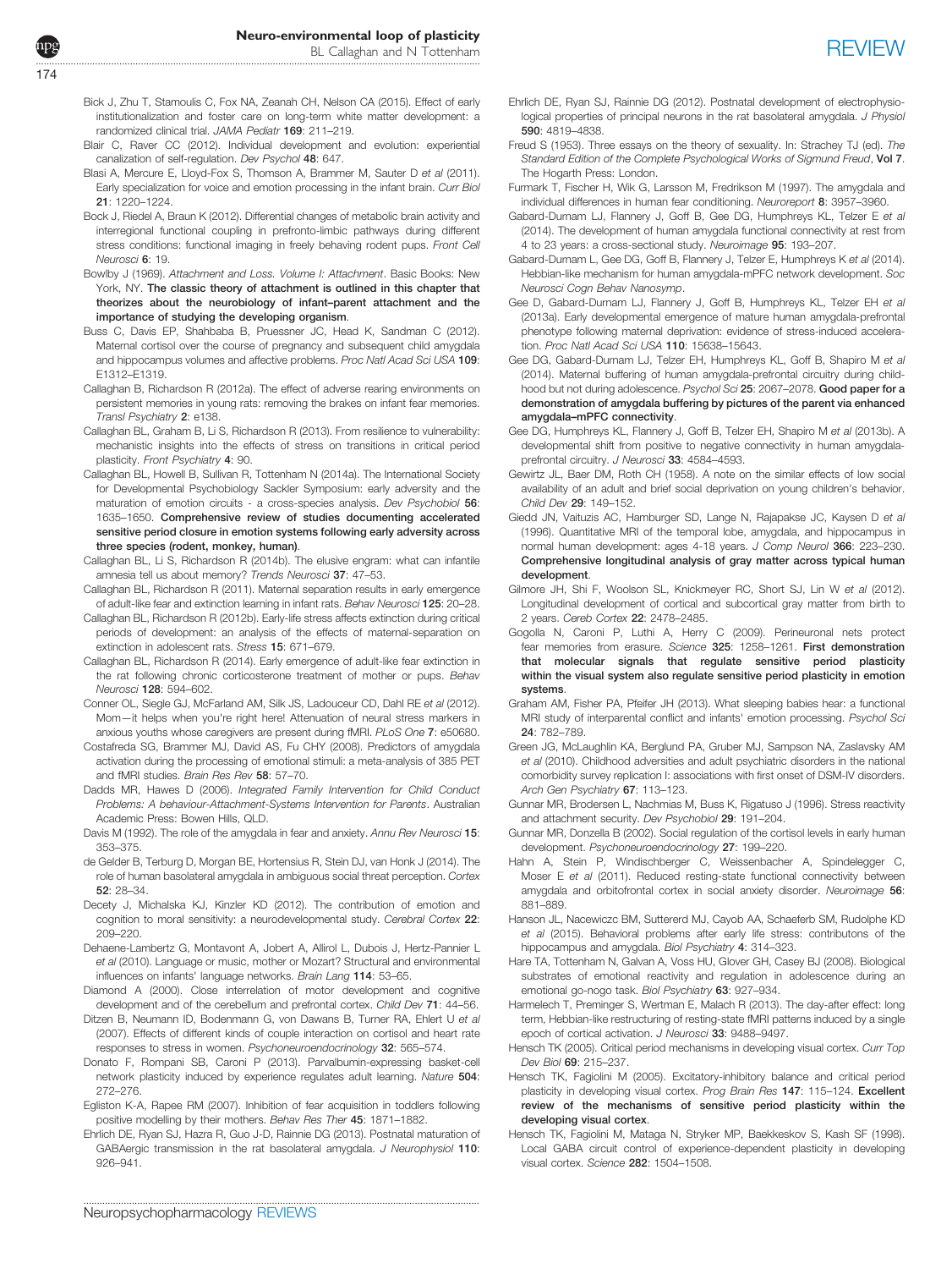Bick J, Zhu T, Stamoulis C, Fox NA, Zeanah CH, Nelson CA (2015). Effect of early institutionalization and foster care on long-term white matter development: a randomized clinical trial. *JAMA Pediatr* **169**: 211–219.

Blair C, Raver CC (2012). Individual development and evolution: experiential canalization of self-regulation. *Dev Psychol* **48**: 647.

Blasi A, Mercure E, Lloyd-Fox S, Thomson A, Brammer M, Sauter D *et al* (2011). Early specialization for voice and emotion processing in the infant brain. *Curr Biol* **21**: 1220–1224.

Bock J, Riedel A, Braun K (2012). Differential changes of metabolic brain activity and interregional functional coupling in prefronto-limbic pathways during different stress conditions: functional imaging in freely behaving rodent pups. *Front Cell Neurosci* **6**: 19.

Bowlby J (1969). *Attachment and Loss. Volume I: Attachment*. Basic Books: New York, NY. **The classic theory of attachment is outlined in this chapter that theorizes about the neurobiology of infant–parent attachment and the importance of studying the developing organism**.

Buss C, Davis EP, Shahbaba B, Pruessner JC, Head K, Sandman C (2012). Maternal cortisol over the course of pregnancy and subsequent child amygdala and hippocampus volumes and affective problems. *Proc Natl Acad Sci USA* **109**: E1312–E1319.

Callaghan B, Richardson R (2012a). The effect of adverse rearing environments on persistent memories in young rats: removing the brakes on infant fear memories. *Transl Psychiatry* **2**: e138.

Callaghan BL, Graham B, Li S, Richardson R (2013). From resilience to vulnerability: mechanistic insights into the effects of stress on transitions in critical period plasticity. *Front Psychiatry* **4**: 90.

Callaghan BL, Howell B, Sullivan R, Tottenham N (2014a). The International Society for Developmental Psychobiology Sackler Symposium: early adversity and the maturation of emotion circuits - a cross-species analysis. *Dev Psychobiol* **56**: 1635–1650. **Comprehensive review of studies documenting accelerated sensitive period closure in emotion systems following early adversity across three species (rodent, monkey, human)**.

Callaghan BL, Li S, Richardson R (2014b). The elusive engram: what can infantile amnesia tell us about memory? *Trends Neurosci* **37**: 47–53.

Callaghan BL, Richardson R (2011). Maternal separation results in early emergence of adult-like fear and extinction learning in infant rats. *Behav Neurosci* **125**: 20–28.

Callaghan BL, Richardson R (2012b). Early-life stress affects extinction during critical periods of development: an analysis of the effects of maternal-separation on extinction in adolescent rats. *Stress* **15**: 671–679.

Callaghan BL, Richardson R (2014). Early emergence of adult-like fear extinction in the rat following chronic corticosterone treatment of mother or pups. *Behav Neurosci* **128**: 594–602.

Conner OL, Siegle GJ, McFarland AM, Silk JS, Ladouceur CD, Dahl RE *et al* (2012). Mom—it helps when you're right here! Attenuation of neural stress markers in anxious youths whose caregivers are present during fMRI. *PLoS One* **7**: e50680.

Costafreda SG, Brammer MJ, David AS, Fu CHY (2008). Predictors of amygdala activation during the processing of emotional stimuli: a meta-analysis of 385 PET and fMRI studies. *Brain Res Rev* **58**: 57–70.

Dadds MR, Hawes D (2006). *Integrated Family Intervention for Child Conduct Problems: A behaviour-Attachment-Systems Intervention for Parents*. Australian Academic Press: Bowen Hills, QLD.

Davis M (1992). The role of the amygdala in fear and anxiety. *Annu Rev Neurosci* **15**: 353–375.

de Gelder B, Terburg D, Morgan BE, Hortensius R, Stein DJ, van Honk J (2014). The role of human basolateral amygdala in ambiguous social threat perception. *Cortex* **52**: 28–34.

Decety J, Michalska KJ, Kinzler KD (2012). The contribution of emotion and cognition to moral sensitivity: a neurodevelopmental study. *Cerebral Cortex* **22**: 209–220.

Dehaene-Lambertz G, Montavont A, Jobert A, Allirol L, Dubois J, Hertz-Pannier L *et al* (2010). Language or music, mother or Mozart? Structural and environmental influences on infants' language networks. *Brain Lang* **114**: 53–65.

Diamond A (2000). Close interrelation of motor development and cognitive development and of the cerebellum and prefrontal cortex. *Child Dev* **71**: 44–56.

Ditzen B, Neumann ID, Bodenmann G, von Dawans B, Turner RA, Ehlert U *et al* (2007). Effects of different kinds of couple interaction on cortisol and heart rate responses to stress in women. *Psychoneuroendocrinology* **32**: 565–574.

Donato F, Rompani SB, Caroni P (2013). Parvalbumin-expressing basket-cell network plasticity induced by experience regulates adult learning. *Nature* **504**: 272–276.

Egliston K-A, Rapee RM (2007). Inhibition of fear acquisition in toddlers following positive modelling by their mothers. *Behav Res Ther* **45**: 1871–1882.

Ehrlich DE, Ryan SJ, Hazra R, Guo J-D, Rainnie DG (2013). Postnatal maturation of GABAergic transmission in the rat basolateral amygdala. *J Neurophysiol* **110**: 926–941.

Ehrlich DE, Ryan SJ, Rainnie DG (2012). Postnatal development of electrophysiological properties of principal neurons in the rat basolateral amygdala. *J Physiol* **590**: 4819–4838.

Freud S (1953). Three essays on the theory of sexuality. In: Strachey TJ (ed). *The Standard Edition of the Complete Psychological Works of Sigmund Freud*, **Vol 7**. The Hogarth Press: London.

Furmark T, Fischer H, Wik G, Larsson M, Fredrikson M (1997). The amygdala and individual differences in human fear conditioning. *Neuroreport* **8**: 3957–3960.

Gabard-Durnam LJ, Flannery J, Goff B, Gee DG, Humphreys KL, Telzer E *et al* (2014). The development of human amygdala functional connectivity at rest from 4 to 23 years: a cross-sectional study. *Neuroimage* **95**: 193–207.

Gabard-Durnam L, Gee DG, Goff B, Flannery J, Telzer E, Humphreys K *et al* (2014). Hebbian-like mechanism for human amygdala-mPFC network development. *Soc Neurosci Cogn Behav Nanosymp*.

Gee D, Gabard-Durnam LJ, Flannery J, Goff B, Humphreys KL, Telzer EH *et al* (2013a). Early developmental emergence of mature human amygdala-prefrontal phenotype following maternal deprivation: evidence of stress-induced acceleration. *Proc Natl Acad Sci USA* **110**: 15638–15643.

Gee DG, Gabard-Durnam LJ, Telzer EH, Humphreys KL, Goff B, Shapiro M *et al* (2014). Maternal buffering of human amygdala-prefrontal circuitry during childhood but not during adolescence. *Psychol Sci* **25**: 2067–2078. **Good paper for a demonstration of amygdala buffering by pictures of the parent via enhanced amygdala–mPFC connectivity**.

Gee DG, Humphreys KL, Flannery J, Goff B, Telzer EH, Shapiro M *et al* (2013b). A developmental shift from positive to negative connectivity in human amygdala-prefrontal circuitry. *J Neurosci* **33**: 4584–4593.

Gewirtz JL, Baer DM, Roth CH (1958). A note on the similar effects of low social availability of an adult and brief social deprivation on young children's behavior. *Child Dev* **29**: 149–152.

Giedd JN, Vaituzis AC, Hamburger SD, Lange N, Rajapakse JC, Kaysen D *et al* (1996). Quantitative MRI of the temporal lobe, amygdala, and hippocampus in normal human development: ages 4-18 years. *J Comp Neurol* **366**: 223–230. **Comprehensive longitudinal analysis of gray matter across typical human development**.

Gilmore JH, Shi F, Woolson SL, Knickmeyer RC, Short SJ, Lin W *et al* (2012). Longitudinal development of cortical and subcortical gray matter from birth to 2 years. *Cereb Cortex* **22**: 2478–2485.

Gogolla N, Caroni P, Luthi A, Herry C (2009). Perineuronal nets protect fear memories from erasure. *Science* **325**: 1258–1261. **First demonstration that molecular signals that regulate sensitive period plasticity within the visual system also regulate sensitive period plasticity in emotion systems**.

Graham AM, Fisher PA, Pfeifer JH (2013). What sleeping babies hear: a functional MRI study of interparental conflict and infants' emotion processing. *Psychol Sci* **24**: 782–789.

Green JG, McLaughlin KA, Berglund PA, Gruber MJ, Sampson NA, Zaslavsky AM *et al* (2010). Childhood adversities and adult psychiatric disorders in the national comorbidity survey replication I: associations with first onset of DSM-IV disorders. *Arch Gen Psychiatry* **67**: 113–123.

Gunnar MR, Brodersen L, Nachmias M, Buss K, Rigatuso J (1996). Stress reactivity and attachment security. *Dev Psychobiol* **29**: 191–204.

Gunnar MR, Donzella B (2002). Social regulation of the cortisol levels in early human development. *Psychoneuroendocrinology* **27**: 199–220.

Hahn A, Stein P, Windischberger C, Weissenbacher A, Spindelegger C, Moser E *et al* (2011). Reduced resting-state functional connectivity between amygdala and orbitofrontal cortex in social anxiety disorder. *Neuroimage* **56**: 881–889.

Hanson JL, Nacewiczc BM, Suttererd MJ, Cayob AA, Schaeferb SM, Rudolphe KD *et al* (2015). Behavioral problems after early life stress: contributons of the hippocampus and amygdala. *Biol Psychiatry* **4**: 314–323.

Hare TA, Tottenham N, Galvan A, Voss HU, Glover GH, Casey BJ (2008). Biological substrates of emotional reactivity and regulation in adolescence during an emotional go-nogo task. *Biol Psychiatry* **63**: 927–934.

Harmelech T, Preminger S, Wertman E, Malach R (2013). The day-after effect: long term, Hebbian-like restructuring of resting-state fMRI patterns induced by a single epoch of cortical activation. *J Neurosci* **33**: 9488–9497.

Hensch TK (2005). Critical period mechanisms in developing visual cortex. *Curr Top Dev Biol* **69**: 215–237.

Hensch TK, Fagiolini M (2005). Excitatory-inhibitory balance and critical period plasticity in developing visual cortex. *Prog Brain Res* **147**: 115–124. **Excellent review of the mechanisms of sensitive period plasticity within the developing visual cortex**.

Hensch TK, Fagiolini M, Mataga N, Stryker MP, Baekkeskov S, Kash SF (1998). Local GABA circuit control of experience-dependent plasticity in developing visual cortex. *Science* **282**: 1504–1508.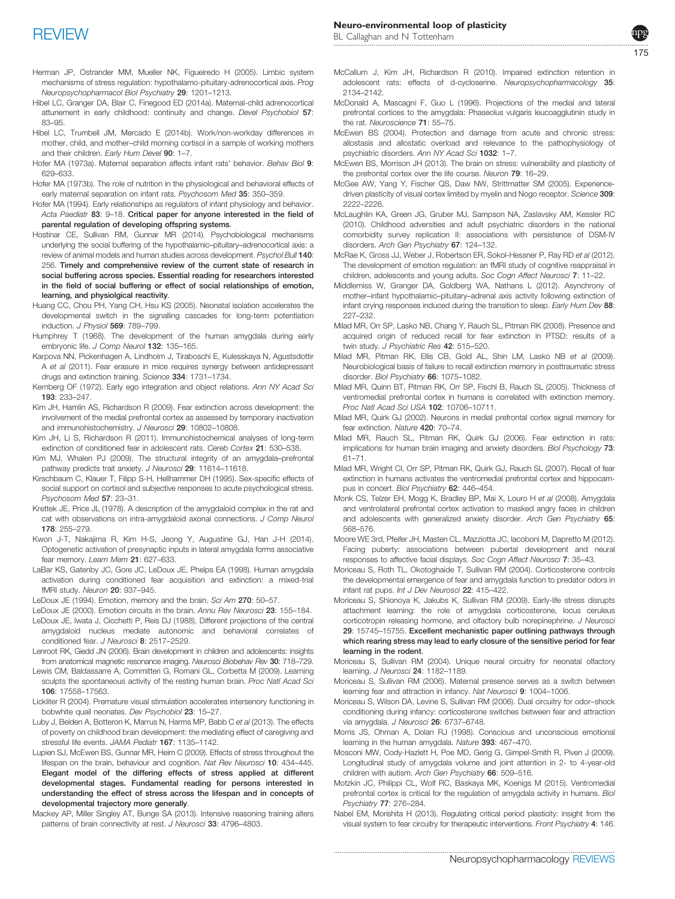Herman JP, Ostrander MM, Mueller NK, Figueiredo H (2005). Limbic system mechanisms of stress regulation: hypothalamo-pituitary-adrenocortical axis. *Prog Neuropsychopharmacol Biol Psychiatry* **29**: 1201–1213.

Hibel LC, Granger DA, Blair C, Finegood ED (2014a). Maternal-child adrenocortical attunement in early childhood: continuity and change. *Devel Psychobiol* **57**: 83–95.

Hibel LC, Trumbell JM, Mercado E (2014b). Work/non-workday differences in mother, child, and mother–child morning cortisol in a sample of working mothers and their children. *Early Hum Devel* **90**: 1–7.

Hofer MA (1973a). Maternal separation affects infant rats' behavior. *Behav Biol* **9**: 629–633.

Hofer MA (1973b). The role of nutrition in the physiological and behavioral effects of early maternal separation on infant rats. *Psychosom Med* **35**: 350–359.

Hofer MA (1994). Early relationships as regulators of infant physiology and behavior. *Acta Paediatr* **83**: 9–18. **Critical paper for anyone interested in the field of parental regulation of developing offspring systems**.

Hostinar CE, Sullivan RM, Gunnar MR (2014). Psychobiological mechanisms underlying the social buffering of the hypothalamic–pituitary–adrenocortical axis: a review of animal models and human studies across development. *Psychol Bull* **140**: 256. **Timely and comprehensive review of the current state of research in social buffering across species. Essential reading for researchers interested in the field of social buffering or effect of social relationships of emotion, learning, and physiolgical reactivity**.

Huang CC, Chou PH, Yang CH, Hsu KS (2005). Neonatal isolation accelerates the developmental switch in the signalling cascades for long-term potentiation induction. *J Physiol* **569**: 789–799.

Humphrey T (1968). The development of the human amygdala during early embryonic life. *J Comp Neurol* **132**: 135–165.

Karpova NN, Pickenhagen A, Lindholm J, Tiraboschi E, Kulesskaya N, Agustsdottir A *et al* (2011). Fear erasure in mice requires synergy between antidepressant drugs and extinction training. *Science* **334**: 1731–1734.

Kernberg OF (1972). Early ego integration and object relations. *Ann NY Acad Sci* **193**: 233–247.

Kim JH, Hamlin AS, Richardson R (2009). Fear extinction across development: the involvement of the medial prefrontal cortex as assessed by temporary inactivation and immunohistochemistry. *J Neurosci* **29**: 10802–10808.

Kim JH, Li S, Richardson R (2011). Immunohistochemical analyses of long-term extinction of conditioned fear in adolescent rats. *Cereb Cortex* **21**: 530–538.

Kim MJ, Whalen PJ (2009). The structural integrity of an amygdala–prefrontal pathway predicts trait anxiety. *J Neurosci* **29**: 11614–11618.

Kirschbaum C, Klauer T, Filipp S-H, Hellhammer DH (1995). Sex-specific effects of social support on cortisol and subjective responses to acute psychological stress. *Psychosom Med* **57**: 23–31.

Krettek JE, Price JL (1978). A description of the amygdaloid complex in the rat and cat with observations on intra-amygdaloid axonal connections. *J Comp Neurol* **178**: 255–279.

Kwon J-T, Nakajima R, Kim H-S, Jeong Y, Augustine GJ, Han J-H (2014). Optogenetic activation of presynaptic inputs in lateral amygdala forms associative fear memory. *Learn Mem* **21**: 627–633.

LaBar KS, Gatenby JC, Gore JC, LeDoux JE, Phelps EA (1998). Human amygdala activation during conditioned fear acquisition and extinction: a mixed-trial fMRI study. *Neuron* **20**: 937–945.

LeDoux JE (1994). Emotion, memory and the brain. *Sci Am* **270**: 50–57.

LeDoux JE (2000). Emotion circuits in the brain. *Annu Rev Neurosci* **23**: 155–184.

LeDoux JE, Iwata J, Cicchetti P, Reis DJ (1988). Different projections of the central amygdaloid nucleus mediate autonomic and behavioral correlates of conditioned fear. *J Neurosci* **8**: 2517–2529.

Lenroot RK, Giedd JN (2006). Brain development in children and adolescents: insights from anatomical magnetic resonance imaging. *Neurosci Biobehav Rev* **30**: 718–729.

Lewis CM, Baldassarre A, Committeri G, Romani GL, Corbetta M (2009). Learning sculpts the spontaneous activity of the resting human brain. *Proc Natl Acad Sci* **106**: 17558–17563.

Lickliter R (2004). Premature visual stimulation accelerates intersenory functioning in bobwhite quail neonates. *Dev Psychobiol* **23**: 15–27.

Luby J, Belden A, Botteron K, Marrus N, Harms MP, Babb C *et al* (2013). The effects of poverty on childhood brain development: the mediating effect of caregiving and stressful life events. *JAMA Pediatr* **167**: 1135–1142.

Lupien SJ, McEwen BS, Gunnar MR, Heim C (2009). Effects of stress throughout the lifespan on the brain, behaviour and cognition. *Nat Rev Neurosci* **10**: 434–445. **Elegant model of the differing effects of stress applied at different developmental stages. Fundamental reading for persons interested in understanding the effect of stress across the lifespan and in concepts of developmental trajectory more generally**.

Mackey AP, Miller Singley AT, Bunge SA (2013). Intensive reasoning training alters patterns of brain connectivity at rest. *J Neurosci* **33**: 4796–4803.

McCallum J, Kim JH, Richardson R (2010). Impaired extinction retention in adolescent rats: effects of d-cycloserine. *Neuropsychopharmacology* **35**: 2134–2142.

McDonald A, Mascagni F, Guo L (1996). Projections of the medial and lateral prefrontal cortices to the amygdala: Phaseolus vulgaris leucoagglutinin study in the rat. *Neuroscience* **71**: 55–75.

McEwen BS (2004). Protection and damage from acute and chronic stress: allostasis and allostatic overload and relevance to the pathophysiology of psychiatric disorders. *Ann NY Acad Sci* **1032**: 1–7.

McEwen BS, Morrison JH (2013). The brain on stress: vulnerability and plasticity of the prefrontal cortex over the life course. *Neuron* **79**: 16–29.

McGee AW, Yang Y, Fischer QS, Daw NW, Strittmatter SM (2005). Experience-driven plasticity of visual cortex limited by myelin and Nogo receptor. *Science* **309**: 2222–2226.

McLaughlin KA, Green JG, Gruber MJ, Sampson NA, Zaslavsky AM, Kessler RC (2010). Childhood adversities and adult psychiatric disorders in the national comorbidity survey replication II: associations with persistence of DSM-IV disorders. *Arch Gen Psychiatry* **67**: 124–132.

McRae K, Gross JJ, Weber J, Robertson ER, Sokol-Hessner P, Ray RD *et al* (2012). The development of emotion regulation: an fMRI study of cognitive reappraisal in children, adolescents and young adults. *Soc Cogn Affect Neurosci* **7**: 11–22.

Middlemiss W, Granger DA, Goldberg WA, Nathans L (2012). Asynchrony of mother–infant hypothalamic–pituitary–adrenal axis activity following extinction of infant crying responses induced during the transition to sleep. *Early Hum Dev* **88**: 227–232.

Milad MR, Orr SP, Lasko NB, Chang Y, Rauch SL, Pitman RK (2008). Presence and acquired origin of reduced recall for fear extinction in PTSD: results of a twin study. *J Psychiatric Res* **42**: 515–520.

Milad MR, Pitman RK, Ellis CB, Gold AL, Shin LM, Lasko NB *et al* (2009). Neurobiological basis of failure to recall extinction memory in posttraumatic stress disorder. *Biol Psychiatry* **66**: 1075–1082.

Milad MR, Quinn BT, Pitman RK, Orr SP, Fischl B, Rauch SL (2005). Thickness of ventromedial prefrontal cortex in humans is correlated with extinction memory. *Proc Natl Acad Sci USA* **102**: 10706–10711.

Milad MR, Quirk GJ (2002). Neurons in medial prefrontal cortex signal memory for fear extinction. *Nature* **420**: 70–74.

Milad MR, Rauch SL, Pitman RK, Quirk GJ (2006). Fear extinction in rats: implications for human brain imaging and anxiety disorders. *Biol Psychology* **73**: 61–71.

Milad MR, Wright CI, Orr SP, Pitman RK, Quirk GJ, Rauch SL (2007). Recall of fear extinction in humans activates the ventromedial prefrontal cortex and hippocampus in concert. *Biol Psychiatry* **62**: 446–454.

Monk CS, Telzer EH, Mogg K, Bradley BP, Mai X, Louro H *et al* (2008). Amygdala and ventrolateral prefrontal cortex activation to masked angry faces in children and adolescents with generalized anxiety disorder. *Arch Gen Psychiatry* **65**: 568–576.

Moore WE 3rd, Pfeifer JH, Masten CL, Mazziotta JC, Iacoboni M, Dapretto M (2012). Facing puberty: associations between pubertal development and neural responses to affective facial displays. *Soc Cogn Affect Neurosci* **7**: 35–43.

Moriceau S, Roth TL, Okotoghaide T, Sullivan RM (2004). Corticosterone controls the developmental emergence of fear and amygdala function to predator odors in infant rat pups. *Int J Dev Neurosci* **22**: 415–422.

Moriceau S, Shionoya K, Jakubs K, Sullivan RM (2009). Early-life stress disrupts attachment learning: the role of amygdala corticosterone, locus ceruleus corticotropin releasing hormone, and olfactory bulb norepinephrine. *J Neurosci* **29**: 15745–15755. **Excellent mechanistic paper outlining pathways through which rearing stress may lead to early closure of the sensitive period for fear learning in the rodent**.

Moriceau S, Sullivan RM (2004). Unique neural circuitry for neonatal olfactory learning. *J Neurosci* **24**: 1182–1189.

Moriceau S, Sullivan RM (2006). Maternal presence serves as a switch between learning fear and attraction in infancy. *Nat Neurosci* **9**: 1004–1006.

Moriceau S, Wilson DA, Levine S, Sullivan RM (2006). Dual circuitry for odor–shock conditioning during infancy: corticosterone switches between fear and attraction via amygdala. *J Neurosci* **26**: 6737–6748.

Morris JS, Ohman A, Dolan RJ (1998). Conscious and unconscious emotional learning in the human amygdala. *Nature* **393**: 467–470.

Mosconi MW, Cody-Hazlett H, Poe MD, Gerig G, Gimpel-Smith R, Piven J (2009). Longitudinal study of amygdala volume and joint attention in 2- to 4-year-old children with autism. *Arch Gen Psychiatry* **66**: 509–516.

Motzkin JC, Philippi CL, Wolf RC, Baskaya MK, Koenigs M (2015). Ventromedial prefrontal cortex is critical for the regulation of amygdala activity in humans. *Biol Psychiatry* **77**: 276–284.

Nabel EM, Morishita H (2013). Regulating critical period plasticity: insight from the visual system to fear circuitry for therapeutic interventions. *Front Psychiatry* **4**: 146.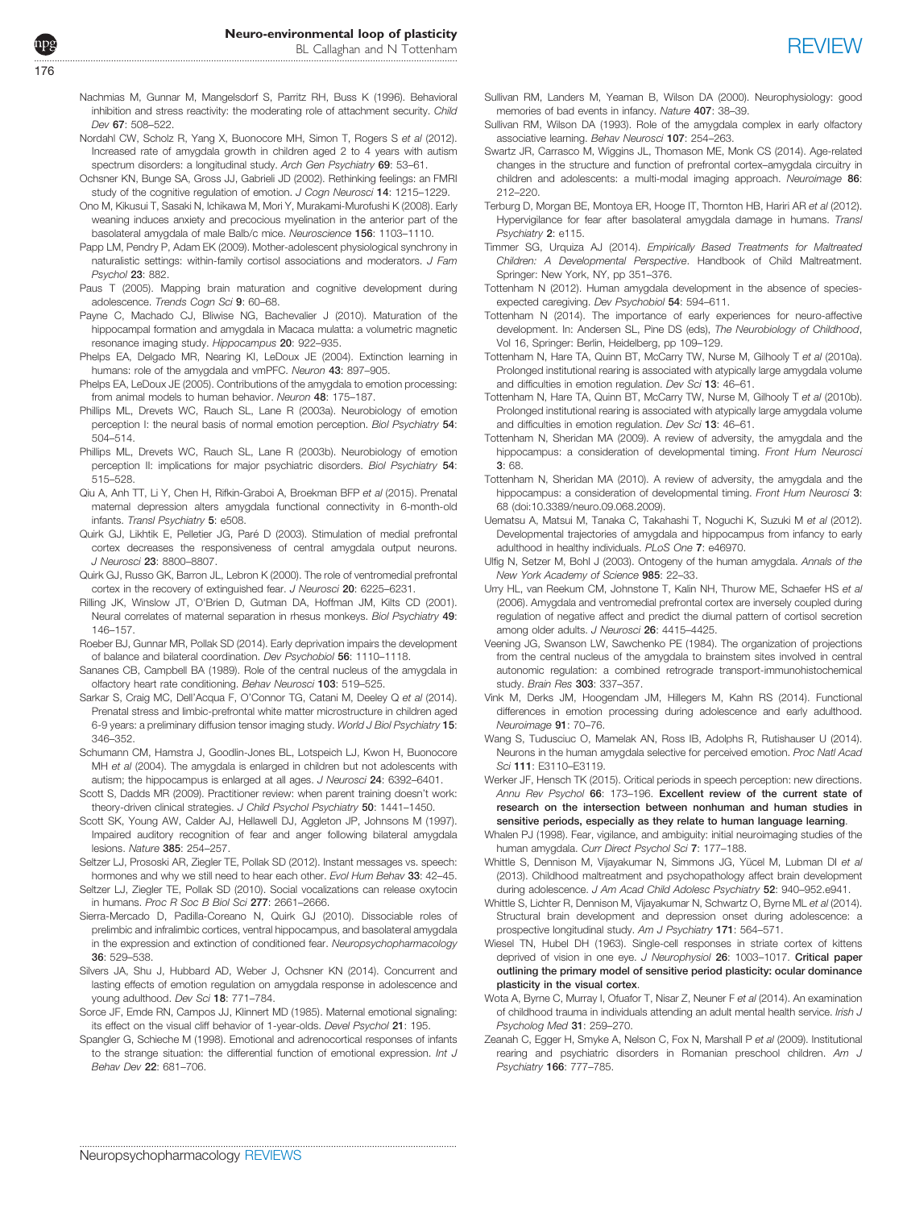Nachmias M, Gunnar M, Mangelsdorf S, Parritz RH, Buss K (1996). Behavioral inhibition and stress reactivity: the moderating role of attachment security. *Child Dev* **67**: 508–522.

Nordahl CW, Scholz R, Yang X, Buonocore MH, Simon T, Rogers S *et al* (2012). Increased rate of amygdala growth in children aged 2 to 4 years with autism spectrum disorders: a longitudinal study. *Arch Gen Psychiatry* **69**: 53–61.

Ochsner KN, Bunge SA, Gross JJ, Gabrieli JD (2002). Rethinking feelings: an FMRI study of the cognitive regulation of emotion. *J Cogn Neurosci* **14**: 1215–1229.

Ono M, Kikusui T, Sasaki N, Ichikawa M, Mori Y, Murakami-Murofushi K (2008). Early weaning induces anxiety and precocious myelination in the anterior part of the basolateral amygdala of male Balb/c mice. *Neuroscience* **156**: 1103–1110.

Papp LM, Pendry P, Adam EK (2009). Mother-adolescent physiological synchrony in naturalistic settings: within-family cortisol associations and moderators. *J Fam Psychol* **23**: 882.

Paus T (2005). Mapping brain maturation and cognitive development during adolescence. *Trends Cogn Sci* **9**: 60–68.

Payne C, Machado CJ, Bliwise NG, Bachevalier J (2010). Maturation of the hippocampal formation and amygdala in Macaca mulatta: a volumetric magnetic resonance imaging study. *Hippocampus* **20**: 922–935.

Phelps EA, Delgado MR, Nearing KI, LeDoux JE (2004). Extinction learning in humans: role of the amygdala and vmPFC. *Neuron* **43**: 897–905.

Phelps EA, LeDoux JE (2005). Contributions of the amygdala to emotion processing: from animal models to human behavior. *Neuron* **48**: 175–187.

Phillips ML, Drevets WC, Rauch SL, Lane R (2003a). Neurobiology of emotion perception I: the neural basis of normal emotion perception. *Biol Psychiatry* **54**: 504–514.

Phillips ML, Drevets WC, Rauch SL, Lane R (2003b). Neurobiology of emotion perception II: implications for major psychiatric disorders. *Biol Psychiatry* **54**: 515–528.

Qiu A, Anh TT, Li Y, Chen H, Rifkin-Graboi A, Broekman BFP *et al* (2015). Prenatal maternal depression alters amygdala functional connectivity in 6-month-old infants. *Transl Psychiatry* **5**: e508.

Quirk GJ, Likhtik E, Pelletier JG, Paré D (2003). Stimulation of medial prefrontal cortex decreases the responsiveness of central amygdala output neurons. *J Neurosci* **23**: 8800–8807.

Quirk GJ, Russo GK, Barron JL, Lebron K (2000). The role of ventromedial prefrontal cortex in the recovery of extinguished fear. *J Neurosci* **20**: 6225–6231.

Rilling JK, Winslow JT, O'Brien D, Gutman DA, Hoffman JM, Kilts CD (2001). Neural correlates of maternal separation in rhesus monkeys. *Biol Psychiatry* **49**: 146–157.

Roeber BJ, Gunnar MR, Pollak SD (2014). Early deprivation impairs the development of balance and bilateral coordination. *Dev Psychobiol* **56**: 1110–1118.

Sananes CB, Campbell BA (1989). Role of the central nucleus of the amygdala in olfactory heart rate conditioning. *Behav Neurosci* **103**: 519–525.

Sarkar S, Craig MC, Dell'Acqua F, O'Connor TG, Catani M, Deeley Q *et al* (2014). Prenatal stress and limbic-prefrontal white matter microstructure in children aged 6-9 years: a preliminary diffusion tensor imaging study. *World J Biol Psychiatry* **15**: 346–352.

Schumann CM, Hamstra J, Goodlin-Jones BL, Lotspeich LJ, Kwon H, Buonocore MH *et al* (2004). The amygdala is enlarged in children but not adolescents with autism; the hippocampus is enlarged at all ages. *J Neurosci* **24**: 6392–6401.

Scott S, Dadds MR (2009). Practitioner review: when parent training doesn't work: theory-driven clinical strategies. *J Child Psychol Psychiatry* **50**: 1441–1450.

Scott SK, Young AW, Calder AJ, Hellawell DJ, Aggleton JP, Johnsons M (1997). Impaired auditory recognition of fear and anger following bilateral amygdala lesions. *Nature* **385**: 254–257.

Seltzer LJ, Prososki AR, Ziegler TE, Pollak SD (2012). Instant messages vs. speech: hormones and why we still need to hear each other. *Evol Hum Behav* **33**: 42–45.

Seltzer LJ, Ziegler TE, Pollak SD (2010). Social vocalizations can release oxytocin in humans. *Proc R Soc B Biol Sci* **277**: 2661–2666.

Sierra-Mercado D, Padilla-Coreano N, Quirk GJ (2010). Dissociable roles of prelimbic and infralimbic cortices, ventral hippocampus, and basolateral amygdala in the expression and extinction of conditioned fear. *Neuropsychopharmacology* **36**: 529–538.

Silvers JA, Shu J, Hubbard AD, Weber J, Ochsner KN (2014). Concurrent and lasting effects of emotion regulation on amygdala response in adolescence and young adulthood. *Dev Sci* **18**: 771–784.

Sorce JF, Emde RN, Campos JJ, Klinnert MD (1985). Maternal emotional signaling: its effect on the visual cliff behavior of 1-year-olds. *Devel Psychol* **21**: 195.

Spangler G, Schieche M (1998). Emotional and adrenocortical responses of infants to the strange situation: the differential function of emotional expression. *Int J Behav Dev* **22**: 681–706.

Sullivan RM, Landers M, Yeaman B, Wilson DA (2000). Neurophysiology: good memories of bad events in infancy. *Nature* **407**: 38–39.

Sullivan RM, Wilson DA (1993). Role of the amygdala complex in early olfactory associative learning. *Behav Neurosci* **107**: 254–263.

Swartz JR, Carrasco M, Wiggins JL, Thomason ME, Monk CS (2014). Age-related changes in the structure and function of prefrontal cortex–amygdala circuitry in children and adolescents: a multi-modal imaging approach. *Neuroimage* **86**: 212–220.

Terburg D, Morgan BE, Montoya ER, Hooge IT, Thornton HB, Hariri AR *et al* (2012). Hypervigilance for fear after basolateral amygdala damage in humans. *Transl Psychiatry* **2**: e115.

Timmer SG, Urquiza AJ (2014). *Empirically Based Treatments for Maltreated Children: A Developmental Perspective*. Handbook of Child Maltreatment. Springer: New York, NY, pp 351–376.

Tottenham N (2012). Human amygdala development in the absence of species-expected caregiving. *Dev Psychobiol* **54**: 594–611.

Tottenham N (2014). The importance of early experiences for neuro-affective development. In: Andersen SL, Pine DS (eds), *The Neurobiology of Childhood*, Vol 16, Springer: Berlin, Heidelberg, pp 109–129.

Tottenham N, Hare TA, Quinn BT, McCarry TW, Nurse M, Gilhooly T *et al* (2010a). Prolonged institutional rearing is associated with atypically large amygdala volume and difficulties in emotion regulation. *Dev Sci* **13**: 46–61.

Tottenham N, Hare TA, Quinn BT, McCarry TW, Nurse M, Gilhooly T *et al* (2010b). Prolonged institutional rearing is associated with atypically large amygdala volume and difficulties in emotion regulation. *Dev Sci* **13**: 46–61.

Tottenham N, Sheridan MA (2009). A review of adversity, the amygdala and the hippocampus: a consideration of developmental timing. *Front Hum Neurosci* **3**: 68.

Tottenham N, Sheridan MA (2010). A review of adversity, the amygdala and the hippocampus: a consideration of developmental timing. *Front Hum Neurosci* **3**: 68 (doi:10.3389/neuro.09.068.2009).

Uematsu A, Matsui M, Tanaka C, Takahashi T, Noguchi K, Suzuki M *et al* (2012). Developmental trajectories of amygdala and hippocampus from infancy to early adulthood in healthy individuals. *PLoS One* **7**: e46970.

Ulfig N, Setzer M, Bohl J (2003). Ontogeny of the human amygdala. *Annals of the New York Academy of Science* **985**: 22–33.

Urry HL, van Reekum CM, Johnstone T, Kalin NH, Thurow ME, Schaefer HS *et al* (2006). Amygdala and ventromedial prefrontal cortex are inversely coupled during regulation of negative affect and predict the diurnal pattern of cortisol secretion among older adults. *J Neurosci* **26**: 4415–4425.

Veening JG, Swanson LW, Sawchenko PE (1984). The organization of projections from the central nucleus of the amygdala to brainstem sites involved in central autonomic regulation: a combined retrograde transport-immunohistochemical study. *Brain Res* **303**: 337–357.

Vink M, Derks JM, Hoogendam JM, Hillegers M, Kahn RS (2014). Functional differences in emotion processing during adolescence and early adulthood. *Neuroimage* **91**: 70–76.

Wang S, Tudusciuc O, Mamelak AN, Ross IB, Adolphs R, Rutishauser U (2014). Neurons in the human amygdala selective for perceived emotion. *Proc Natl Acad Sci* **111**: E3110–E3119.

Werker JF, Hensch TK (2015). Critical periods in speech perception: new directions. *Annu Rev Psychol* **66**: 173–196. **Excellent review of the current state of research on the intersection between nonhuman and human studies in sensitive periods, especially as they relate to human language learning**.

Whalen PJ (1998). Fear, vigilance, and ambiguity: initial neuroimaging studies of the human amygdala. *Curr Direct Psychol Sci* **7**: 177–188.

Whittle S, Dennison M, Vijayakumar N, Simmons JG, Yücel M, Lubman DI *et al* (2013). Childhood maltreatment and psychopathology affect brain development during adolescence. *J Am Acad Child Adolesc Psychiatry* **52**: 940–952.e941.

Whittle S, Lichter R, Dennison M, Vijayakumar N, Schwartz O, Byrne ML *et al* (2014). Structural brain development and depression onset during adolescence: a prospective longitudinal study. *Am J Psychiatry* **171**: 564–571.

Wiesel TN, Hubel DH (1963). Single-cell responses in striate cortex of kittens deprived of vision in one eye. *J Neurophysiol* **26**: 1003–1017. **Critical paper outlining the primary model of sensitive period plasticity: ocular dominance plasticity in the visual cortex**.

Wota A, Byrne C, Murray I, Ofuafor T, Nisar Z, Neuner F *et al* (2014). An examination of childhood trauma in individuals attending an adult mental health service. *Irish J Psycholog Med* **31**: 259–270.

Zeanah C, Egger H, Smyke A, Nelson C, Fox N, Marshall P *et al* (2009). Institutional rearing and psychiatric disorders in Romanian preschool children. *Am J Psychiatry* **166**: 777–785.